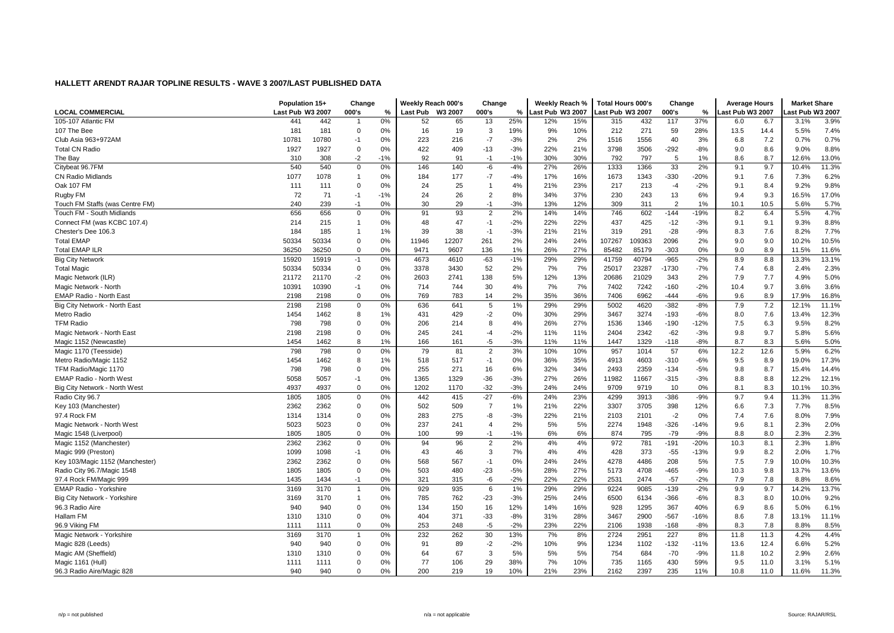## HALLETT ARENDT RAJAR TOPLINE RESULTS - WAVE 3 2007/LAST PUBLISHED DATA

| | Population 15+ | | Change | | Weekly Reach 000's | | Change | | Weekly Reach % | | Total Hours 000's | | Change | | Average Hours | | Market Share | |
|---|---|---|---|---|---|---|---|---|---|---|---|---|---|---|---|---|---|---|
| **LOCAL COMMERCIAL** | **Last Pub** | **W3 2007** | **000's** | **%** | **Last Pub** | **W3 2007** | **000's** | **%** | **Last Pub** | **W3 2007** | **Last Pub** | **W3 2007** | **000's** | **%** | **Last Pub** | **W3 2007** | **Last Pub** | **W3 2007** |
| 105-107 Atlantic FM | 441 | 442 | 1 | 0% | 52 | 65 | 13 | 25% | 12% | 15% | 315 | 432 | 117 | 37% | 6.0 | 6.7 | 3.1% | 3.9% |
| 107 The Bee | 181 | 181 | 0 | 0% | 16 | 19 | 3 | 19% | 9% | 10% | 212 | 271 | 59 | 28% | 13.5 | 14.4 | 5.5% | 7.4% |
| Club Asia 963+972AM | 10781 | 10780 | -1 | 0% | 223 | 216 | -7 | -3% | 2% | 2% | 1516 | 1556 | 40 | 3% | 6.8 | 7.2 | 0.7% | 0.7% |
| Total CN Radio | 1927 | 1927 | 0 | 0% | 422 | 409 | -13 | -3% | 22% | 21% | 3798 | 3506 | -292 | -8% | 9.0 | 8.6 | 9.0% | 8.8% |
| The Bay | 310 | 308 | -2 | -1% | 92 | 91 | -1 | -1% | 30% | 30% | 792 | 797 | 5 | 1% | 8.6 | 8.7 | 12.6% | 13.0% |
| Citybeat 96.7FM | 540 | 540 | 0 | 0% | 146 | 140 | -6 | -4% | 27% | 26% | 1333 | 1366 | 33 | 2% | 9.1 | 9.7 | 10.4% | 11.3% |
| CN Radio Midlands | 1077 | 1078 | 1 | 0% | 184 | 177 | -7 | -4% | 17% | 16% | 1673 | 1343 | -330 | -20% | 9.1 | 7.6 | 7.3% | 6.2% |
| Oak 107 FM | 111 | 111 | 0 | 0% | 24 | 25 | 1 | 4% | 21% | 23% | 217 | 213 | -4 | -2% | 9.1 | 8.4 | 9.2% | 9.8% |
| Rugby FM | 72 | 71 | -1 | -1% | 24 | 26 | 2 | 8% | 34% | 37% | 230 | 243 | 13 | 6% | 9.4 | 9.3 | 16.5% | 17.0% |
| Touch FM Staffs (was Centre FM) | 240 | 239 | -1 | 0% | 30 | 29 | -1 | -3% | 13% | 12% | 309 | 311 | 2 | 1% | 10.1 | 10.5 | 5.6% | 5.7% |
| Touch FM - South Midlands | 656 | 656 | 0 | 0% | 91 | 93 | 2 | 2% | 14% | 14% | 746 | 602 | -144 | -19% | 8.2 | 6.4 | 5.5% | 4.7% |
| Connect FM (was KCBC 107.4) | 214 | 215 | 1 | 0% | 48 | 47 | -1 | -2% | 22% | 22% | 437 | 425 | -12 | -3% | 9.1 | 9.1 | 9.3% | 8.8% |
| Chester's Dee 106.3 | 184 | 185 | 1 | 1% | 39 | 38 | -1 | -3% | 21% | 21% | 319 | 291 | -28 | -9% | 8.3 | 7.6 | 8.2% | 7.7% |
| Total EMAP | 50334 | 50334 | 0 | 0% | 11946 | 12207 | 261 | 2% | 24% | 24% | 107267 | 109363 | 2096 | 2% | 9.0 | 9.0 | 10.2% | 10.5% |
| Total EMAP ILR | 36250 | 36250 | 0 | 0% | 9471 | 9607 | 136 | 1% | 26% | 27% | 85482 | 85179 | -303 | 0% | 9.0 | 8.9 | 11.5% | 11.6% |
| Big City Network | 15920 | 15919 | -1 | 0% | 4673 | 4610 | -63 | -1% | 29% | 29% | 41759 | 40794 | -965 | -2% | 8.9 | 8.8 | 13.3% | 13.1% |
| Total Magic | 50334 | 50334 | 0 | 0% | 3378 | 3430 | 52 | 2% | 7% | 7% | 25017 | 23287 | -1730 | -7% | 7.4 | 6.8 | 2.4% | 2.3% |
| Magic Network (ILR) | 21172 | 21170 | -2 | 0% | 2603 | 2741 | 138 | 5% | 12% | 13% | 20686 | 21029 | 343 | 2% | 7.9 | 7.7 | 4.9% | 5.0% |
| Magic Network - North | 10391 | 10390 | -1 | 0% | 714 | 744 | 30 | 4% | 7% | 7% | 7402 | 7242 | -160 | -2% | 10.4 | 9.7 | 3.6% | 3.6% |
| EMAP Radio - North East | 2198 | 2198 | 0 | 0% | 769 | 783 | 14 | 2% | 35% | 36% | 7406 | 6962 | -444 | -6% | 9.6 | 8.9 | 17.9% | 16.8% |
| Big City Network - North East | 2198 | 2198 | 0 | 0% | 636 | 641 | 5 | 1% | 29% | 29% | 5002 | 4620 | -382 | -8% | 7.9 | 7.2 | 12.1% | 11.1% |
| Metro Radio | 1454 | 1462 | 8 | 1% | 431 | 429 | -2 | 0% | 30% | 29% | 3467 | 3274 | -193 | -6% | 8.0 | 7.6 | 13.4% | 12.3% |
| TFM Radio | 798 | 798 | 0 | 0% | 206 | 214 | 8 | 4% | 26% | 27% | 1536 | 1346 | -190 | -12% | 7.5 | 6.3 | 9.5% | 8.2% |
| Magic Network - North East | 2198 | 2198 | 0 | 0% | 245 | 241 | -4 | -2% | 11% | 11% | 2404 | 2342 | -62 | -3% | 9.8 | 9.7 | 5.8% | 5.6% |
| Magic 1152 (Newcastle) | 1454 | 1462 | 8 | 1% | 166 | 161 | -5 | -3% | 11% | 11% | 1447 | 1329 | -118 | -8% | 8.7 | 8.3 | 5.6% | 5.0% |
| Magic 1170 (Teesside) | 798 | 798 | 0 | 0% | 79 | 81 | 2 | 3% | 10% | 10% | 957 | 1014 | 57 | 6% | 12.2 | 12.6 | 5.9% | 6.2% |
| Metro Radio/Magic 1152 | 1454 | 1462 | 8 | 1% | 518 | 517 | -1 | 0% | 36% | 35% | 4913 | 4603 | -310 | -6% | 9.5 | 8.9 | 19.0% | 17.3% |
| TFM Radio/Magic 1170 | 798 | 798 | 0 | 0% | 255 | 271 | 16 | 6% | 32% | 34% | 2493 | 2359 | -134 | -5% | 9.8 | 8.7 | 15.4% | 14.4% |
| EMAP Radio - North West | 5058 | 5057 | -1 | 0% | 1365 | 1329 | -36 | -3% | 27% | 26% | 11982 | 11667 | -315 | -3% | 8.8 | 8.8 | 12.2% | 12.1% |
| Big City Network - North West | 4937 | 4937 | 0 | 0% | 1202 | 1170 | -32 | -3% | 24% | 24% | 9709 | 9719 | 10 | 0% | 8.1 | 8.3 | 10.1% | 10.3% |
| Radio City 96.7 | 1805 | 1805 | 0 | 0% | 442 | 415 | -27 | -6% | 24% | 23% | 4299 | 3913 | -386 | -9% | 9.7 | 9.4 | 11.3% | 11.3% |
| Key 103 (Manchester) | 2362 | 2362 | 0 | 0% | 502 | 509 | 7 | 1% | 21% | 22% | 3307 | 3705 | 398 | 12% | 6.6 | 7.3 | 7.7% | 8.5% |
| 97.4 Rock FM | 1314 | 1314 | 0 | 0% | 283 | 275 | -8 | -3% | 22% | 21% | 2103 | 2101 | -2 | 0% | 7.4 | 7.6 | 8.0% | 7.9% |
| Magic Network - North West | 5023 | 5023 | 0 | 0% | 237 | 241 | 4 | 2% | 5% | 5% | 2274 | 1948 | -326 | -14% | 9.6 | 8.1 | 2.3% | 2.0% |
| Magic 1548 (Liverpool) | 1805 | 1805 | 0 | 0% | 100 | 99 | -1 | -1% | 6% | 6% | 874 | 795 | -79 | -9% | 8.8 | 8.0 | 2.3% | 2.3% |
| Magic 1152 (Manchester) | 2362 | 2362 | 0 | 0% | 94 | 96 | 2 | 2% | 4% | 4% | 972 | 781 | -191 | -20% | 10.3 | 8.1 | 2.3% | 1.8% |
| Magic 999 (Preston) | 1099 | 1098 | -1 | 0% | 43 | 46 | 3 | 7% | 4% | 4% | 428 | 373 | -55 | -13% | 9.9 | 8.2 | 2.0% | 1.7% |
| Key 103/Magic 1152 (Manchester) | 2362 | 2362 | 0 | 0% | 568 | 567 | -1 | 0% | 24% | 24% | 4278 | 4486 | 208 | 5% | 7.5 | 7.9 | 10.0% | 10.3% |
| Radio City 96.7/Magic 1548 | 1805 | 1805 | 0 | 0% | 503 | 480 | -23 | -5% | 28% | 27% | 5173 | 4708 | -465 | -9% | 10.3 | 9.8 | 13.7% | 13.6% |
| 97.4 Rock FM/Magic 999 | 1435 | 1434 | -1 | 0% | 321 | 315 | -6 | -2% | 22% | 22% | 2531 | 2474 | -57 | -2% | 7.9 | 7.8 | 8.8% | 8.6% |
| EMAP Radio - Yorkshire | 3169 | 3170 | 1 | 0% | 929 | 935 | 6 | 1% | 29% | 29% | 9224 | 9085 | -139 | -2% | 9.9 | 9.7 | 14.2% | 13.7% |
| Big City Network - Yorkshire | 3169 | 3170 | 1 | 0% | 785 | 762 | -23 | -3% | 25% | 24% | 6500 | 6134 | -366 | -6% | 8.3 | 8.0 | 10.0% | 9.2% |
| 96.3 Radio Aire | 940 | 940 | 0 | 0% | 134 | 150 | 16 | 12% | 14% | 16% | 928 | 1295 | 367 | 40% | 6.9 | 8.6 | 5.0% | 6.1% |
| Hallam FM | 1310 | 1310 | 0 | 0% | 404 | 371 | -33 | -8% | 31% | 28% | 3467 | 2900 | -567 | -16% | 8.6 | 7.8 | 13.1% | 11.1% |
| 96.9 Viking FM | 1111 | 1111 | 0 | 0% | 253 | 248 | -5 | -2% | 23% | 22% | 2106 | 1938 | -168 | -8% | 8.3 | 7.8 | 8.8% | 8.5% |
| Magic Network - Yorkshire | 3169 | 3170 | 1 | 0% | 232 | 262 | 30 | 13% | 7% | 8% | 2724 | 2951 | 227 | 8% | 11.8 | 11.3 | 4.2% | 4.4% |
| Magic 828 (Leeds) | 940 | 940 | 0 | 0% | 91 | 89 | -2 | -2% | 10% | 9% | 1234 | 1102 | -132 | -11% | 13.6 | 12.4 | 6.6% | 5.2% |
| Magic AM (Sheffield) | 1310 | 1310 | 0 | 0% | 64 | 67 | 3 | 5% | 5% | 5% | 754 | 684 | -70 | -9% | 11.8 | 10.2 | 2.9% | 2.6% |
| Magic 1161 (Hull) | 1111 | 1111 | 0 | 0% | 77 | 106 | 29 | 38% | 7% | 10% | 735 | 1165 | 430 | 59% | 9.5 | 11.0 | 3.1% | 5.1% |
| 96.3 Radio Aire/Magic 828 | 940 | 940 | 0 | 0% | 200 | 219 | 19 | 10% | 21% | 23% | 2162 | 2397 | 235 | 11% | 10.8 | 11.0 | 11.6% | 11.3% |

n/p = not published n/a = not applicable Source: RAJAR/RSL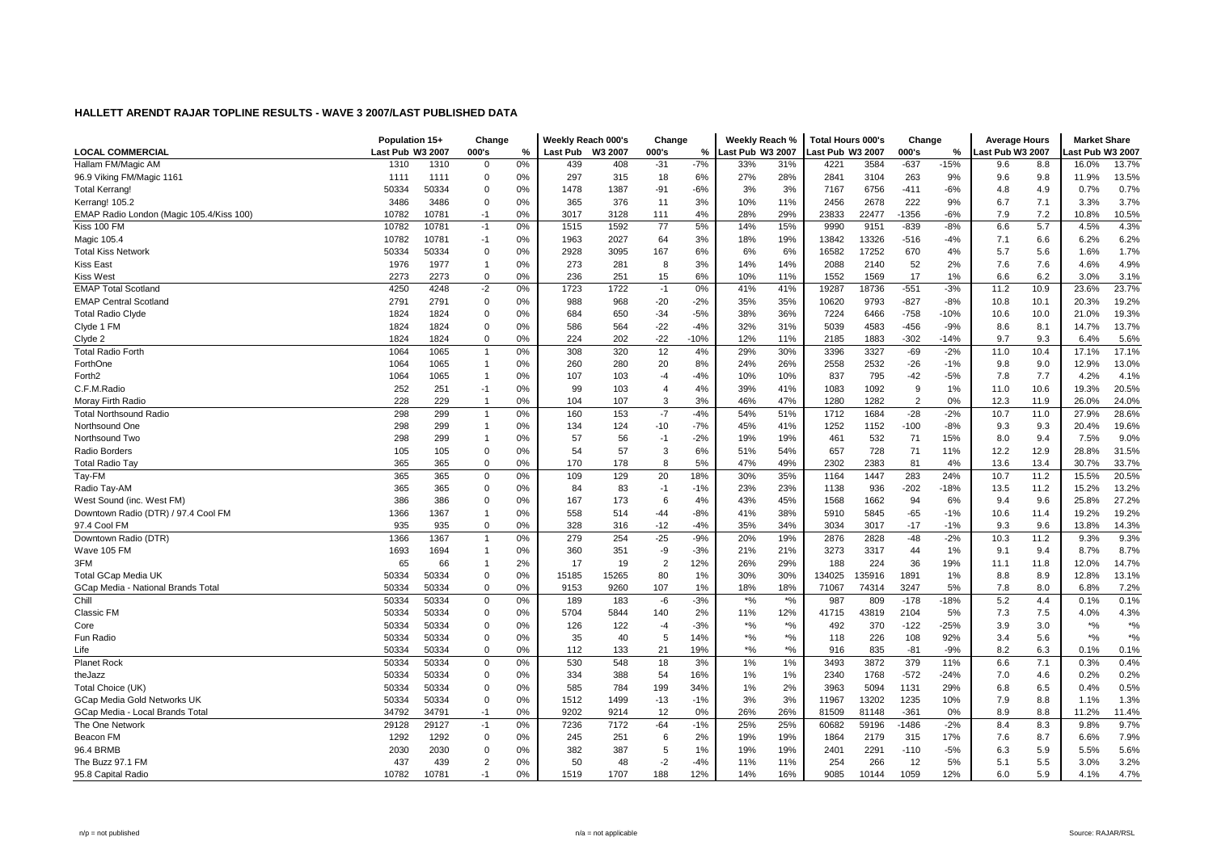## HALLETT ARENDT RAJAR TOPLINE RESULTS - WAVE 3 2007/LAST PUBLISHED DATA

| LOCAL COMMERCIAL | Population 15+ Last Pub | Population 15+ W3 2007 | Change 000's | Change % | Weekly Reach 000's Last Pub | Weekly Reach 000's W3 2007 | Change 000's | Change % | Weekly Reach % Last Pub | Weekly Reach % W3 2007 | Total Hours 000's Last Pub | Total Hours 000's W3 2007 | Change 000's | Change % | Average Hours Last Pub | Average Hours W3 2007 | Market Share Last Pub | Market Share W3 2007 |
|---|---|---|---|---|---|---|---|---|---|---|---|---|---|---|---|---|---|---|
| Hallam FM/Magic AM | 1310 | 1310 | 0 | 0% | 439 | 408 | -31 | -7% | 33% | 31% | 4221 | 3584 | -637 | -15% | 9.6 | 8.8 | 16.0% | 13.7% |
| 96.9 Viking FM/Magic 1161 | 1111 | 1111 | 0 | 0% | 297 | 315 | 18 | 6% | 27% | 28% | 2841 | 3104 | 263 | 9% | 9.6 | 9.8 | 11.9% | 13.5% |
| Total Kerrang! | 50334 | 50334 | 0 | 0% | 1478 | 1387 | -91 | -6% | 3% | 3% | 7167 | 6756 | -411 | -6% | 4.8 | 4.9 | 0.7% | 0.7% |
| Kerrang! 105.2 | 3486 | 3486 | 0 | 0% | 365 | 376 | 11 | 3% | 10% | 11% | 2456 | 2678 | 222 | 9% | 6.7 | 7.1 | 3.3% | 3.7% |
| EMAP Radio London (Magic 105.4/Kiss 100) | 10782 | 10781 | -1 | 0% | 3017 | 3128 | 111 | 4% | 28% | 29% | 23833 | 22477 | -1356 | -6% | 7.9 | 7.2 | 10.8% | 10.5% |
| Kiss 100 FM | 10782 | 10781 | -1 | 0% | 1515 | 1592 | 77 | 5% | 14% | 15% | 9990 | 9151 | -839 | -8% | 6.6 | 5.7 | 4.5% | 4.3% |
| Magic 105.4 | 10782 | 10781 | -1 | 0% | 1963 | 2027 | 64 | 3% | 18% | 19% | 13842 | 13326 | -516 | -4% | 7.1 | 6.6 | 6.2% | 6.2% |
| Total Kiss Network | 50334 | 50334 | 0 | 0% | 2928 | 3095 | 167 | 6% | 6% | 6% | 16582 | 17252 | 670 | 4% | 5.7 | 5.6 | 1.6% | 1.7% |
| Kiss East | 1976 | 1977 | 1 | 0% | 273 | 281 | 8 | 3% | 14% | 14% | 2088 | 2140 | 52 | 2% | 7.6 | 7.6 | 4.6% | 4.9% |
| Kiss West | 2273 | 2273 | 0 | 0% | 236 | 251 | 15 | 6% | 10% | 11% | 1552 | 1569 | 17 | 1% | 6.6 | 6.2 | 3.0% | 3.1% |
| EMAP Total Scotland | 4250 | 4248 | -2 | 0% | 1723 | 1722 | -1 | 0% | 41% | 41% | 19287 | 18736 | -551 | -3% | 11.2 | 10.9 | 23.6% | 23.7% |
| EMAP Central Scotland | 2791 | 2791 | 0 | 0% | 988 | 968 | -20 | -2% | 35% | 35% | 10620 | 9793 | -827 | -8% | 10.8 | 10.1 | 20.3% | 19.2% |
| Total Radio Clyde | 1824 | 1824 | 0 | 0% | 684 | 650 | -34 | -5% | 38% | 36% | 7224 | 6466 | -758 | -10% | 10.6 | 10.0 | 21.0% | 19.3% |
| Clyde 1 FM | 1824 | 1824 | 0 | 0% | 586 | 564 | -22 | -4% | 32% | 31% | 5039 | 4583 | -456 | -9% | 8.6 | 8.1 | 14.7% | 13.7% |
| Clyde 2 | 1824 | 1824 | 0 | 0% | 224 | 202 | -22 | -10% | 12% | 11% | 2185 | 1883 | -302 | -14% | 9.7 | 9.3 | 6.4% | 5.6% |
| Total Radio Forth | 1064 | 1065 | 1 | 0% | 308 | 320 | 12 | 4% | 29% | 30% | 3396 | 3327 | -69 | -2% | 11.0 | 10.4 | 17.1% | 17.1% |
| ForthOne | 1064 | 1065 | 1 | 0% | 260 | 280 | 20 | 8% | 24% | 26% | 2558 | 2532 | -26 | -1% | 9.8 | 9.0 | 12.9% | 13.0% |
| Forth2 | 1064 | 1065 | 1 | 0% | 107 | 103 | -4 | -4% | 10% | 10% | 837 | 795 | -42 | -5% | 7.8 | 7.7 | 4.2% | 4.1% |
| C.F.M.Radio | 252 | 251 | -1 | 0% | 99 | 103 | 4 | 4% | 39% | 41% | 1083 | 1092 | 9 | 1% | 11.0 | 10.6 | 19.3% | 20.5% |
| Moray Firth Radio | 228 | 229 | 1 | 0% | 104 | 107 | 3 | 3% | 46% | 47% | 1280 | 1282 | 2 | 0% | 12.3 | 11.9 | 26.0% | 24.0% |
| Total Northsound Radio | 298 | 299 | 1 | 0% | 160 | 153 | -7 | -4% | 54% | 51% | 1712 | 1684 | -28 | -2% | 10.7 | 11.0 | 27.9% | 28.6% |
| Northsound One | 298 | 299 | 1 | 0% | 134 | 124 | -10 | -7% | 45% | 41% | 1252 | 1152 | -100 | -8% | 9.3 | 9.3 | 20.4% | 19.6% |
| Northsound Two | 298 | 299 | 1 | 0% | 57 | 56 | -1 | -2% | 19% | 19% | 461 | 532 | 71 | 15% | 8.0 | 9.4 | 7.5% | 9.0% |
| Radio Borders | 105 | 105 | 0 | 0% | 54 | 57 | 3 | 6% | 51% | 54% | 657 | 728 | 71 | 11% | 12.2 | 12.9 | 28.8% | 31.5% |
| Total Radio Tay | 365 | 365 | 0 | 0% | 170 | 178 | 8 | 5% | 47% | 49% | 2302 | 2383 | 81 | 4% | 13.6 | 13.4 | 30.7% | 33.7% |
| Tay-FM | 365 | 365 | 0 | 0% | 109 | 129 | 20 | 18% | 30% | 35% | 1164 | 1447 | 283 | 24% | 10.7 | 11.2 | 15.5% | 20.5% |
| Radio Tay-AM | 365 | 365 | 0 | 0% | 84 | 83 | -1 | -1% | 23% | 23% | 1138 | 936 | -202 | -18% | 13.5 | 11.2 | 15.2% | 13.2% |
| West Sound (inc. West FM) | 386 | 386 | 0 | 0% | 167 | 173 | 6 | 4% | 43% | 45% | 1568 | 1662 | 94 | 6% | 9.4 | 9.6 | 25.8% | 27.2% |
| Downtown Radio (DTR) / 97.4 Cool FM | 1366 | 1367 | 1 | 0% | 558 | 514 | -44 | -8% | 41% | 38% | 5910 | 5845 | -65 | -1% | 10.6 | 11.4 | 19.2% | 19.2% |
| 97.4 Cool FM | 935 | 935 | 0 | 0% | 328 | 316 | -12 | -4% | 35% | 34% | 3034 | 3017 | -17 | -1% | 9.3 | 9.6 | 13.8% | 14.3% |
| Downtown Radio (DTR) | 1366 | 1367 | 1 | 0% | 279 | 254 | -25 | -9% | 20% | 19% | 2876 | 2828 | -48 | -2% | 10.3 | 11.2 | 9.3% | 9.3% |
| Wave 105 FM | 1693 | 1694 | 1 | 0% | 360 | 351 | -9 | -3% | 21% | 21% | 3273 | 3317 | 44 | 1% | 9.1 | 9.4 | 8.7% | 8.7% |
| 3FM | 65 | 66 | 1 | 2% | 17 | 19 | 2 | 12% | 26% | 29% | 188 | 224 | 36 | 19% | 11.1 | 11.8 | 12.0% | 14.7% |
| Total GCap Media UK | 50334 | 50334 | 0 | 0% | 15185 | 15265 | 80 | 1% | 30% | 30% | 134025 | 135916 | 1891 | 1% | 8.8 | 8.9 | 12.8% | 13.1% |
| GCap Media - National Brands Total | 50334 | 50334 | 0 | 0% | 9153 | 9260 | 107 | 1% | 18% | 18% | 71067 | 74314 | 3247 | 5% | 7.8 | 8.0 | 6.8% | 7.2% |
| Chill | 50334 | 50334 | 0 | 0% | 189 | 183 | -6 | -3% | *% | *% | 987 | 809 | -178 | -18% | 5.2 | 4.4 | 0.1% | 0.1% |
| Classic FM | 50334 | 50334 | 0 | 0% | 5704 | 5844 | 140 | 2% | 11% | 12% | 41715 | 43819 | 2104 | 5% | 7.3 | 7.5 | 4.0% | 4.3% |
| Core | 50334 | 50334 | 0 | 0% | 126 | 122 | -4 | -3% | *% | *% | 492 | 370 | -122 | -25% | 3.9 | 3.0 | *% | *% |
| Fun Radio | 50334 | 50334 | 0 | 0% | 35 | 40 | 5 | 14% | *% | *% | 118 | 226 | 108 | 92% | 3.4 | 5.6 | *% | *% |
| Life | 50334 | 50334 | 0 | 0% | 112 | 133 | 21 | 19% | *% | *% | 916 | 835 | -81 | -9% | 8.2 | 6.3 | 0.1% | 0.1% |
| Planet Rock | 50334 | 50334 | 0 | 0% | 530 | 548 | 18 | 3% | 1% | 1% | 3493 | 3872 | 379 | 11% | 6.6 | 7.1 | 0.3% | 0.4% |
| theJazz | 50334 | 50334 | 0 | 0% | 334 | 388 | 54 | 16% | 1% | 1% | 2340 | 1768 | -572 | -24% | 7.0 | 4.6 | 0.2% | 0.2% |
| Total Choice (UK) | 50334 | 50334 | 0 | 0% | 585 | 784 | 199 | 34% | 1% | 2% | 3963 | 5094 | 1131 | 29% | 6.8 | 6.5 | 0.4% | 0.5% |
| GCap Media Gold Networks UK | 50334 | 50334 | 0 | 0% | 1512 | 1499 | -13 | -1% | 3% | 3% | 11967 | 13202 | 1235 | 10% | 7.9 | 8.8 | 1.1% | 1.3% |
| GCap Media - Local Brands Total | 34792 | 34791 | -1 | 0% | 9202 | 9214 | 12 | 0% | 26% | 26% | 81509 | 81148 | -361 | 0% | 8.9 | 8.8 | 11.2% | 11.4% |
| The One Network | 29128 | 29127 | -1 | 0% | 7236 | 7172 | -64 | -1% | 25% | 25% | 60682 | 59196 | -1486 | -2% | 8.4 | 8.3 | 9.8% | 9.7% |
| Beacon FM | 1292 | 1292 | 0 | 0% | 245 | 251 | 6 | 2% | 19% | 19% | 1864 | 2179 | 315 | 17% | 7.6 | 8.7 | 6.6% | 7.9% |
| 96.4 BRMB | 2030 | 2030 | 0 | 0% | 382 | 387 | 5 | 1% | 19% | 19% | 2401 | 2291 | -110 | -5% | 6.3 | 5.9 | 5.5% | 5.6% |
| The Buzz 97.1 FM | 437 | 439 | 2 | 0% | 50 | 48 | -2 | -4% | 11% | 11% | 254 | 266 | 12 | 5% | 5.1 | 5.5 | 3.0% | 3.2% |
| 95.8 Capital Radio | 10782 | 10781 | -1 | 0% | 1519 | 1707 | 188 | 12% | 14% | 16% | 9085 | 10144 | 1059 | 12% | 6.0 | 5.9 | 4.1% | 4.7% |

n/p = not published n/a = not applicable Source: RAJAR/RSL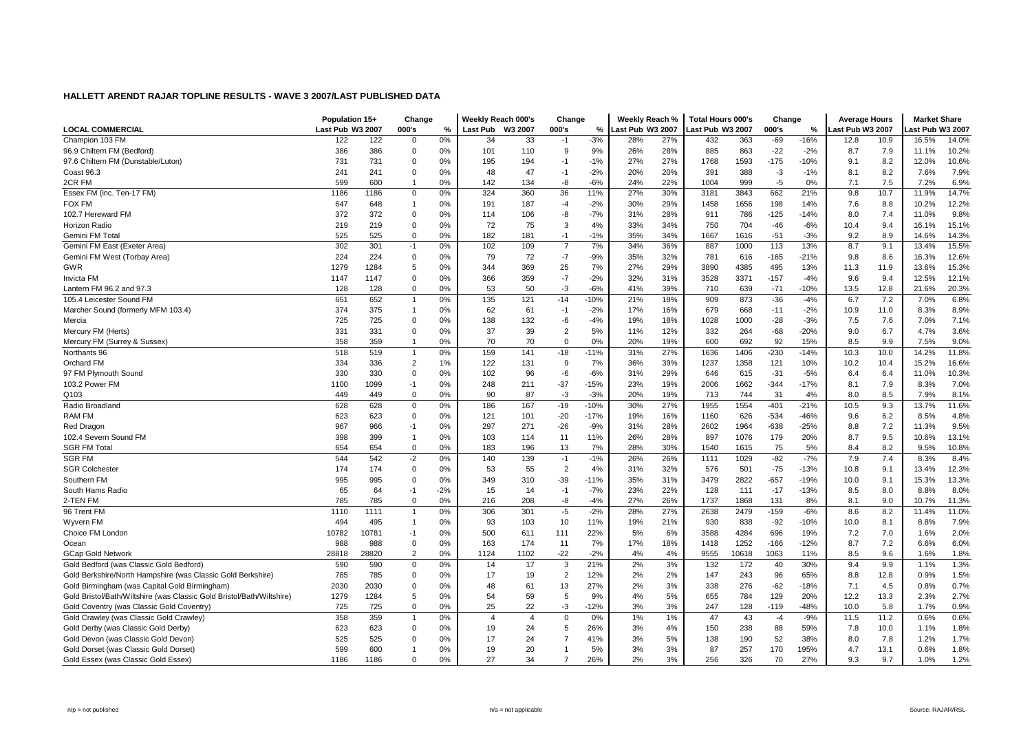## HALLETT ARENDT RAJAR TOPLINE RESULTS - WAVE 3 2007/LAST PUBLISHED DATA

| LOCAL COMMERCIAL | Population 15+ | | Change | | Weekly Reach 000's | | Change | | Weekly Reach % | | Total Hours 000's | | Change | | Average Hours | | Market Share | |
|---|---|---|---|---|---|---|---|---|---|---|---|---|---|---|---|---|---|---|
| | Last Pub | W3 2007 | 000's | % | Last Pub | W3 2007 | 000's | % | Last Pub | W3 2007 | Last Pub | W3 2007 | 000's | % | Last Pub | W3 2007 | Last Pub | W3 2007 |
| Champion 103 FM | 122 | 122 | 0 | 0% | 34 | 33 | -1 | -3% | 28% | 27% | 432 | 363 | -69 | -16% | 12.8 | 10.9 | 16.5% | 14.0% |
| 96.9 Chiltern FM (Bedford) | 386 | 386 | 0 | 0% | 101 | 110 | 9 | 9% | 26% | 28% | 885 | 863 | -22 | -2% | 8.7 | 7.9 | 11.1% | 10.2% |
| 97.6 Chiltern FM (Dunstable/Luton) | 731 | 731 | 0 | 0% | 195 | 194 | -1 | -1% | 27% | 27% | 1768 | 1593 | -175 | -10% | 9.1 | 8.2 | 12.0% | 10.6% |
| Coast 96.3 | 241 | 241 | 0 | 0% | 48 | 47 | -1 | -2% | 20% | 20% | 391 | 388 | -3 | -1% | 8.1 | 8.2 | 7.6% | 7.9% |
| 2CR FM | 599 | 600 | 1 | 0% | 142 | 134 | -8 | -6% | 24% | 22% | 1004 | 999 | -5 | 0% | 7.1 | 7.5 | 7.2% | 6.9% |
| Essex FM (inc. Ten-17 FM) | 1186 | 1186 | 0 | 0% | 324 | 360 | 36 | 11% | 27% | 30% | 3181 | 3843 | 662 | 21% | 9.8 | 10.7 | 11.9% | 14.7% |
| FOX FM | 647 | 648 | 1 | 0% | 191 | 187 | -4 | -2% | 30% | 29% | 1458 | 1656 | 198 | 14% | 7.6 | 8.8 | 10.2% | 12.2% |
| 102.7 Hereward FM | 372 | 372 | 0 | 0% | 114 | 106 | -8 | -7% | 31% | 28% | 911 | 786 | -125 | -14% | 8.0 | 7.4 | 11.0% | 9.8% |
| Horizon Radio | 219 | 219 | 0 | 0% | 72 | 75 | 3 | 4% | 33% | 34% | 750 | 704 | -46 | -6% | 10.4 | 9.4 | 16.1% | 15.1% |
| Gemini FM Total | 525 | 525 | 0 | 0% | 182 | 181 | -1 | -1% | 35% | 34% | 1667 | 1616 | -51 | -3% | 9.2 | 8.9 | 14.6% | 14.3% |
| Gemini FM East (Exeter Area) | 302 | 301 | -1 | 0% | 102 | 109 | 7 | 7% | 34% | 36% | 887 | 1000 | 113 | 13% | 8.7 | 9.1 | 13.4% | 15.5% |
| Gemini FM West (Torbay Area) | 224 | 224 | 0 | 0% | 79 | 72 | -7 | -9% | 35% | 32% | 781 | 616 | -165 | -21% | 9.8 | 8.6 | 16.3% | 12.6% |
| GWR | 1279 | 1284 | 5 | 0% | 344 | 369 | 25 | 7% | 27% | 29% | 3890 | 4385 | 495 | 13% | 11.3 | 11.9 | 13.6% | 15.3% |
| Invicta FM | 1147 | 1147 | 0 | 0% | 366 | 359 | -7 | -2% | 32% | 31% | 3528 | 3371 | -157 | -4% | 9.6 | 9.4 | 12.5% | 12.1% |
| Lantern FM 96.2 and 97.3 | 128 | 128 | 0 | 0% | 53 | 50 | -3 | -6% | 41% | 39% | 710 | 639 | -71 | -10% | 13.5 | 12.8 | 21.6% | 20.3% |
| 105.4 Leicester Sound FM | 651 | 652 | 1 | 0% | 135 | 121 | -14 | -10% | 21% | 18% | 909 | 873 | -36 | -4% | 6.7 | 7.2 | 7.0% | 6.8% |
| Marcher Sound (formerly MFM 103.4) | 374 | 375 | 1 | 0% | 62 | 61 | -1 | -2% | 17% | 16% | 679 | 668 | -11 | -2% | 10.9 | 11.0 | 8.3% | 8.9% |
| Mercia | 725 | 725 | 0 | 0% | 138 | 132 | -6 | -4% | 19% | 18% | 1028 | 1000 | -28 | -3% | 7.5 | 7.6 | 7.0% | 7.1% |
| Mercury FM (Herts) | 331 | 331 | 0 | 0% | 37 | 39 | 2 | 5% | 11% | 12% | 332 | 264 | -68 | -20% | 9.0 | 6.7 | 4.7% | 3.6% |
| Mercury FM (Surrey & Sussex) | 358 | 359 | 1 | 0% | 70 | 70 | 0 | 0% | 20% | 19% | 600 | 692 | 92 | 15% | 8.5 | 9.9 | 7.5% | 9.0% |
| Northants 96 | 518 | 519 | 1 | 0% | 159 | 141 | -18 | -11% | 31% | 27% | 1636 | 1406 | -230 | -14% | 10.3 | 10.0 | 14.2% | 11.8% |
| Orchard FM | 334 | 336 | 2 | 1% | 122 | 131 | 9 | 7% | 36% | 39% | 1237 | 1358 | 121 | 10% | 10.2 | 10.4 | 15.2% | 16.6% |
| 97 FM Plymouth Sound | 330 | 330 | 0 | 0% | 102 | 96 | -6 | -6% | 31% | 29% | 646 | 615 | -31 | -5% | 6.4 | 6.4 | 11.0% | 10.3% |
| 103.2 Power FM | 1100 | 1099 | -1 | 0% | 248 | 211 | -37 | -15% | 23% | 19% | 2006 | 1662 | -344 | -17% | 8.1 | 7.9 | 8.3% | 7.0% |
| Q103 | 449 | 449 | 0 | 0% | 90 | 87 | -3 | -3% | 20% | 19% | 713 | 744 | 31 | 4% | 8.0 | 8.5 | 7.9% | 8.1% |
| Radio Broadland | 628 | 628 | 0 | 0% | 186 | 167 | -19 | -10% | 30% | 27% | 1955 | 1554 | -401 | -21% | 10.5 | 9.3 | 13.7% | 11.6% |
| RAM FM | 623 | 623 | 0 | 0% | 121 | 101 | -20 | -17% | 19% | 16% | 1160 | 626 | -534 | -46% | 9.6 | 6.2 | 8.5% | 4.8% |
| Red Dragon | 967 | 966 | -1 | 0% | 297 | 271 | -26 | -9% | 31% | 28% | 2602 | 1964 | -638 | -25% | 8.8 | 7.2 | 11.3% | 9.5% |
| 102.4 Severn Sound FM | 398 | 399 | 1 | 0% | 103 | 114 | 11 | 11% | 26% | 28% | 897 | 1076 | 179 | 20% | 8.7 | 9.5 | 10.6% | 13.1% |
| SGR FM Total | 654 | 654 | 0 | 0% | 183 | 196 | 13 | 7% | 28% | 30% | 1540 | 1615 | 75 | 5% | 8.4 | 8.2 | 9.5% | 10.8% |
| SGR FM | 544 | 542 | -2 | 0% | 140 | 139 | -1 | -1% | 26% | 26% | 1111 | 1029 | -82 | -7% | 7.9 | 7.4 | 8.3% | 8.4% |
| SGR Colchester | 174 | 174 | 0 | 0% | 53 | 55 | 2 | 4% | 31% | 32% | 576 | 501 | -75 | -13% | 10.8 | 9.1 | 13.4% | 12.3% |
| Southern FM | 995 | 995 | 0 | 0% | 349 | 310 | -39 | -11% | 35% | 31% | 3479 | 2822 | -657 | -19% | 10.0 | 9.1 | 15.3% | 13.3% |
| South Hams Radio | 65 | 64 | -1 | -2% | 15 | 14 | -1 | -7% | 23% | 22% | 128 | 111 | -17 | -13% | 8.5 | 8.0 | 8.8% | 8.0% |
| 2-TEN FM | 785 | 785 | 0 | 0% | 216 | 208 | -8 | -4% | 27% | 26% | 1737 | 1868 | 131 | 8% | 8.1 | 9.0 | 10.7% | 11.3% |
| 96 Trent FM | 1110 | 1111 | 1 | 0% | 306 | 301 | -5 | -2% | 28% | 27% | 2638 | 2479 | -159 | -6% | 8.6 | 8.2 | 11.4% | 11.0% |
| Wyvern FM | 494 | 495 | 1 | 0% | 93 | 103 | 10 | 11% | 19% | 21% | 930 | 838 | -92 | -10% | 10.0 | 8.1 | 8.8% | 7.9% |
| Choice FM London | 10782 | 10781 | -1 | 0% | 500 | 611 | 111 | 22% | 5% | 6% | 3588 | 4284 | 696 | 19% | 7.2 | 7.0 | 1.6% | 2.0% |
| Ocean | 988 | 988 | 0 | 0% | 163 | 174 | 11 | 7% | 17% | 18% | 1418 | 1252 | -166 | -12% | 8.7 | 7.2 | 6.6% | 6.0% |
| GCap Gold Network | 28818 | 28820 | 2 | 0% | 1124 | 1102 | -22 | -2% | 4% | 4% | 9555 | 10618 | 1063 | 11% | 8.5 | 9.6 | 1.6% | 1.8% |
| Gold Bedford (was Classic Gold Bedford) | 590 | 590 | 0 | 0% | 14 | 17 | 3 | 21% | 2% | 3% | 132 | 172 | 40 | 30% | 9.4 | 9.9 | 1.1% | 1.3% |
| Gold Berkshire/North Hampshire (was Classic Gold Berkshire) | 785 | 785 | 0 | 0% | 17 | 19 | 2 | 12% | 2% | 2% | 147 | 243 | 96 | 65% | 8.8 | 12.8 | 0.9% | 1.5% |
| Gold Birmingham (was Capital Gold Birmingham) | 2030 | 2030 | 0 | 0% | 48 | 61 | 13 | 27% | 2% | 3% | 338 | 276 | -62 | -18% | 7.1 | 4.5 | 0.8% | 0.7% |
| Gold Bristol/Bath/Wiltshire (was Classic Gold Bristol/Bath/Wiltshire) | 1279 | 1284 | 5 | 0% | 54 | 59 | 5 | 9% | 4% | 5% | 655 | 784 | 129 | 20% | 12.2 | 13.3 | 2.3% | 2.7% |
| Gold Coventry (was Classic Gold Coventry) | 725 | 725 | 0 | 0% | 25 | 22 | -3 | -12% | 3% | 3% | 247 | 128 | -119 | -48% | 10.0 | 5.8 | 1.7% | 0.9% |
| Gold Crawley (was Classic Gold Crawley) | 358 | 359 | 1 | 0% | 4 | 4 | 0 | 0% | 1% | 1% | 47 | 43 | -4 | -9% | 11.5 | 11.2 | 0.6% | 0.6% |
| Gold Derby (was Classic Gold Derby) | 623 | 623 | 0 | 0% | 19 | 24 | 5 | 26% | 3% | 4% | 150 | 238 | 88 | 59% | 7.8 | 10.0 | 1.1% | 1.8% |
| Gold Devon (was Classic Gold Devon) | 525 | 525 | 0 | 0% | 17 | 24 | 7 | 41% | 3% | 5% | 138 | 190 | 52 | 38% | 8.0 | 7.8 | 1.2% | 1.7% |
| Gold Dorset (was Classic Gold Dorset) | 599 | 600 | 1 | 0% | 19 | 20 | 1 | 5% | 3% | 3% | 87 | 257 | 170 | 195% | 4.7 | 13.1 | 0.6% | 1.8% |
| Gold Essex (was Classic Gold Essex) | 1186 | 1186 | 0 | 0% | 27 | 34 | 7 | 26% | 2% | 3% | 256 | 326 | 70 | 27% | 9.3 | 9.7 | 1.0% | 1.2% |

n/p = not published    n/a = not applicable    Source: RAJAR/RSL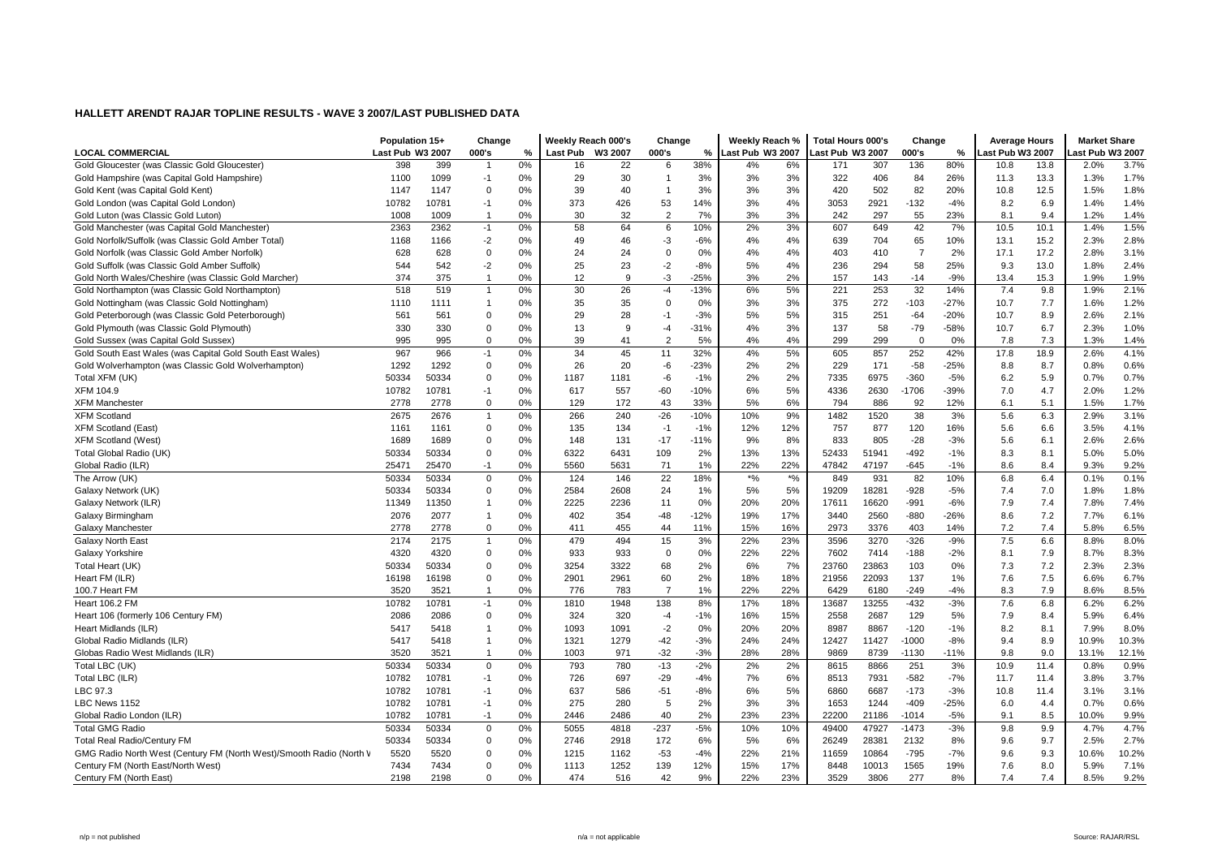## HALLETT ARENDT RAJAR TOPLINE RESULTS - WAVE 3 2007/LAST PUBLISHED DATA

| LOCAL COMMERCIAL | Population 15+ Last Pub | Population 15+ W3 2007 | Change 000's | Change % | Weekly Reach 000's Last Pub | Weekly Reach 000's W3 2007 | Change 000's | Change % | Weekly Reach % Last Pub | Weekly Reach % W3 2007 | Total Hours 000's Last Pub | Total Hours 000's W3 2007 | Change 000's | Change % | Average Hours Last Pub | Average Hours W3 2007 | Market Share Last Pub | Market Share W3 2007 |
|---|---|---|---|---|---|---|---|---|---|---|---|---|---|---|---|---|---|---|
| Gold Gloucester (was Classic Gold Gloucester) | 398 | 399 | 1 | 0% | 16 | 22 | 6 | 38% | 4% | 6% | 171 | 307 | 136 | 80% | 10.8 | 13.8 | 2.0% | 3.7% |
| Gold Hampshire (was Capital Gold Hampshire) | 1100 | 1099 | -1 | 0% | 29 | 30 | 1 | 3% | 3% | 3% | 322 | 406 | 84 | 26% | 11.3 | 13.3 | 1.3% | 1.7% |
| Gold Kent (was Capital Gold Kent) | 1147 | 1147 | 0 | 0% | 39 | 40 | 1 | 3% | 3% | 3% | 420 | 502 | 82 | 20% | 10.8 | 12.5 | 1.5% | 1.8% |
| Gold London (was Capital Gold London) | 10782 | 10781 | -1 | 0% | 373 | 426 | 53 | 14% | 3% | 4% | 3053 | 2921 | -132 | -4% | 8.2 | 6.9 | 1.4% | 1.4% |
| Gold Luton (was Classic Gold Luton) | 1008 | 1009 | 1 | 0% | 30 | 32 | 2 | 7% | 3% | 3% | 242 | 297 | 55 | 23% | 8.1 | 9.4 | 1.2% | 1.4% |
| Gold Manchester (was Capital Gold Manchester) | 2363 | 2362 | -1 | 0% | 58 | 64 | 6 | 10% | 2% | 3% | 607 | 649 | 42 | 7% | 10.5 | 10.1 | 1.4% | 1.5% |
| Gold Norfolk/Suffolk (was Classic Gold Amber Total) | 1168 | 1166 | -2 | 0% | 49 | 46 | -3 | -6% | 4% | 4% | 639 | 704 | 65 | 10% | 13.1 | 15.2 | 2.3% | 2.8% |
| Gold Norfolk (was Classic Gold Amber Norfolk) | 628 | 628 | 0 | 0% | 24 | 24 | 0 | 0% | 4% | 4% | 403 | 410 | 7 | 2% | 17.1 | 17.2 | 2.8% | 3.1% |
| Gold Suffolk (was Classic Gold Amber Suffolk) | 544 | 542 | -2 | 0% | 25 | 23 | -2 | -8% | 5% | 4% | 236 | 294 | 58 | 25% | 9.3 | 13.0 | 1.8% | 2.4% |
| Gold North Wales/Cheshire (was Classic Gold Marcher) | 374 | 375 | 1 | 0% | 12 | 9 | -3 | -25% | 3% | 2% | 157 | 143 | -14 | -9% | 13.4 | 15.3 | 1.9% | 1.9% |
| Gold Northampton (was Classic Gold Northampton) | 518 | 519 | 1 | 0% | 30 | 26 | -4 | -13% | 6% | 5% | 221 | 253 | 32 | 14% | 7.4 | 9.8 | 1.9% | 2.1% |
| Gold Nottingham (was Classic Gold Nottingham) | 1110 | 1111 | 1 | 0% | 35 | 35 | 0 | 0% | 3% | 3% | 375 | 272 | -103 | -27% | 10.7 | 7.7 | 1.6% | 1.2% |
| Gold Peterborough (was Classic Gold Peterborough) | 561 | 561 | 0 | 0% | 29 | 28 | -1 | -3% | 5% | 5% | 315 | 251 | -64 | -20% | 10.7 | 8.9 | 2.6% | 2.1% |
| Gold Plymouth (was Classic Gold Plymouth) | 330 | 330 | 0 | 0% | 13 | 9 | -4 | -31% | 4% | 3% | 137 | 58 | -79 | -58% | 10.7 | 6.7 | 2.3% | 1.0% |
| Gold Sussex (was Capital Gold Sussex) | 995 | 995 | 0 | 0% | 39 | 41 | 2 | 5% | 4% | 4% | 299 | 299 | 0 | 0% | 7.8 | 7.3 | 1.3% | 1.4% |
| Gold South East Wales (was Capital Gold South East Wales) | 967 | 966 | -1 | 0% | 34 | 45 | 11 | 32% | 4% | 5% | 605 | 857 | 252 | 42% | 17.8 | 18.9 | 2.6% | 4.1% |
| Gold Wolverhampton (was Classic Gold Wolverhampton) | 1292 | 1292 | 0 | 0% | 26 | 20 | -6 | -23% | 2% | 2% | 229 | 171 | -58 | -25% | 8.8 | 8.7 | 0.8% | 0.6% |
| Total XFM (UK) | 50334 | 50334 | 0 | 0% | 1187 | 1181 | -6 | -1% | 2% | 2% | 7335 | 6975 | -360 | -5% | 6.2 | 5.9 | 0.7% | 0.7% |
| XFM 104.9 | 10782 | 10781 | -1 | 0% | 617 | 557 | -60 | -10% | 6% | 5% | 4336 | 2630 | -1706 | -39% | 7.0 | 4.7 | 2.0% | 1.2% |
| XFM Manchester | 2778 | 2778 | 0 | 0% | 129 | 172 | 43 | 33% | 5% | 6% | 794 | 886 | 92 | 12% | 6.1 | 5.1 | 1.5% | 1.7% |
| XFM Scotland | 2675 | 2676 | 1 | 0% | 266 | 240 | -26 | -10% | 10% | 9% | 1482 | 1520 | 38 | 3% | 5.6 | 6.3 | 2.9% | 3.1% |
| XFM Scotland (East) | 1161 | 1161 | 0 | 0% | 135 | 134 | -1 | -1% | 12% | 12% | 757 | 877 | 120 | 16% | 5.6 | 6.6 | 3.5% | 4.1% |
| XFM Scotland (West) | 1689 | 1689 | 0 | 0% | 148 | 131 | -17 | -11% | 9% | 8% | 833 | 805 | -28 | -3% | 5.6 | 6.1 | 2.6% | 2.6% |
| Total Global Radio (UK) | 50334 | 50334 | 0 | 0% | 6322 | 6431 | 109 | 2% | 13% | 13% | 52433 | 51941 | -492 | -1% | 8.3 | 8.1 | 5.0% | 5.0% |
| Global Radio (ILR) | 25471 | 25470 | -1 | 0% | 5560 | 5631 | 71 | 1% | 22% | 22% | 47842 | 47197 | -645 | -1% | 8.6 | 8.4 | 9.3% | 9.2% |
| The Arrow (UK) | 50334 | 50334 | 0 | 0% | 124 | 146 | 22 | 18% | *% | *% | 849 | 931 | 82 | 10% | 6.8 | 6.4 | 0.1% | 0.1% |
| Galaxy Network (UK) | 50334 | 50334 | 0 | 0% | 2584 | 2608 | 24 | 1% | 5% | 5% | 19209 | 18281 | -928 | -5% | 7.4 | 7.0 | 1.8% | 1.8% |
| Galaxy Network (ILR) | 11349 | 11350 | 1 | 0% | 2225 | 2236 | 11 | 0% | 20% | 20% | 17611 | 16620 | -991 | -6% | 7.9 | 7.4 | 7.8% | 7.4% |
| Galaxy Birmingham | 2076 | 2077 | 1 | 0% | 402 | 354 | -48 | -12% | 19% | 17% | 3440 | 2560 | -880 | -26% | 8.6 | 7.2 | 7.7% | 6.1% |
| Galaxy Manchester | 2778 | 2778 | 0 | 0% | 411 | 455 | 44 | 11% | 15% | 16% | 2973 | 3376 | 403 | 14% | 7.2 | 7.4 | 5.8% | 6.5% |
| Galaxy North East | 2174 | 2175 | 1 | 0% | 479 | 494 | 15 | 3% | 22% | 23% | 3596 | 3270 | -326 | -9% | 7.5 | 6.6 | 8.8% | 8.0% |
| Galaxy Yorkshire | 4320 | 4320 | 0 | 0% | 933 | 933 | 0 | 0% | 22% | 22% | 7602 | 7414 | -188 | -2% | 8.1 | 7.9 | 8.7% | 8.3% |
| Total Heart (UK) | 50334 | 50334 | 0 | 0% | 3254 | 3322 | 68 | 2% | 6% | 7% | 23760 | 23863 | 103 | 0% | 7.3 | 7.2 | 2.3% | 2.3% |
| Heart FM (ILR) | 16198 | 16198 | 0 | 0% | 2901 | 2961 | 60 | 2% | 18% | 18% | 21956 | 22093 | 137 | 1% | 7.6 | 7.5 | 6.6% | 6.7% |
| 100.7 Heart FM | 3520 | 3521 | 1 | 0% | 776 | 783 | 7 | 1% | 22% | 22% | 6429 | 6180 | -249 | -4% | 8.3 | 7.9 | 8.6% | 8.5% |
| Heart 106.2 FM | 10782 | 10781 | -1 | 0% | 1810 | 1948 | 138 | 8% | 17% | 18% | 13687 | 13255 | -432 | -3% | 7.6 | 6.8 | 6.2% | 6.2% |
| Heart 106 (formerly 106 Century FM) | 2086 | 2086 | 0 | 0% | 324 | 320 | -4 | -1% | 16% | 15% | 2558 | 2687 | 129 | 5% | 7.9 | 8.4 | 5.9% | 6.4% |
| Heart Midlands (ILR) | 5417 | 5418 | 1 | 0% | 1093 | 1091 | -2 | 0% | 20% | 20% | 8987 | 8867 | -120 | -1% | 8.2 | 8.1 | 7.9% | 8.0% |
| Global Radio Midlands (ILR) | 5417 | 5418 | 1 | 0% | 1321 | 1279 | -42 | -3% | 24% | 24% | 12427 | 11427 | -1000 | -8% | 9.4 | 8.9 | 10.9% | 10.3% |
| Globas Radio West Midlands (ILR) | 3520 | 3521 | 1 | 0% | 1003 | 971 | -32 | -3% | 28% | 28% | 9869 | 8739 | -1130 | -11% | 9.8 | 9.0 | 13.1% | 12.1% |
| Total LBC (UK) | 50334 | 50334 | 0 | 0% | 793 | 780 | -13 | -2% | 2% | 2% | 8615 | 8866 | 251 | 3% | 10.9 | 11.4 | 0.8% | 0.9% |
| Total LBC (ILR) | 10782 | 10781 | -1 | 0% | 726 | 697 | -29 | -4% | 7% | 6% | 8513 | 7931 | -582 | -7% | 11.7 | 11.4 | 3.8% | 3.7% |
| LBC 97.3 | 10782 | 10781 | -1 | 0% | 637 | 586 | -51 | -8% | 6% | 5% | 6860 | 6687 | -173 | -3% | 10.8 | 11.4 | 3.1% | 3.1% |
| LBC News 1152 | 10782 | 10781 | -1 | 0% | 275 | 280 | 5 | 2% | 3% | 3% | 1653 | 1244 | -409 | -25% | 6.0 | 4.4 | 0.7% | 0.6% |
| Global Radio London (ILR) | 10782 | 10781 | -1 | 0% | 2446 | 2486 | 40 | 2% | 23% | 23% | 22200 | 21186 | -1014 | -5% | 9.1 | 8.5 | 10.0% | 9.9% |
| Total GMG Radio | 50334 | 50334 | 0 | 0% | 5055 | 4818 | -237 | -5% | 10% | 10% | 49400 | 47927 | -1473 | -3% | 9.8 | 9.9 | 4.7% | 4.7% |
| Total Real Radio/Century FM | 50334 | 50334 | 0 | 0% | 2746 | 2918 | 172 | 6% | 5% | 6% | 26249 | 28381 | 2132 | 8% | 9.6 | 9.7 | 2.5% | 2.7% |
| GMG Radio North West (Century FM (North West)/Smooth Radio (North W | 5520 | 5520 | 0 | 0% | 1215 | 1162 | -53 | -4% | 22% | 21% | 11659 | 10864 | -795 | -7% | 9.6 | 9.3 | 10.6% | 10.2% |
| Century FM (North East/North West) | 7434 | 7434 | 0 | 0% | 1113 | 1252 | 139 | 12% | 15% | 17% | 8448 | 10013 | 1565 | 19% | 7.6 | 8.0 | 5.9% | 7.1% |
| Century FM (North East) | 2198 | 2198 | 0 | 0% | 474 | 516 | 42 | 9% | 22% | 23% | 3529 | 3806 | 277 | 8% | 7.4 | 7.4 | 8.5% | 9.2% |

n/p = not published    n/a = not applicable    Source: RAJAR/RSL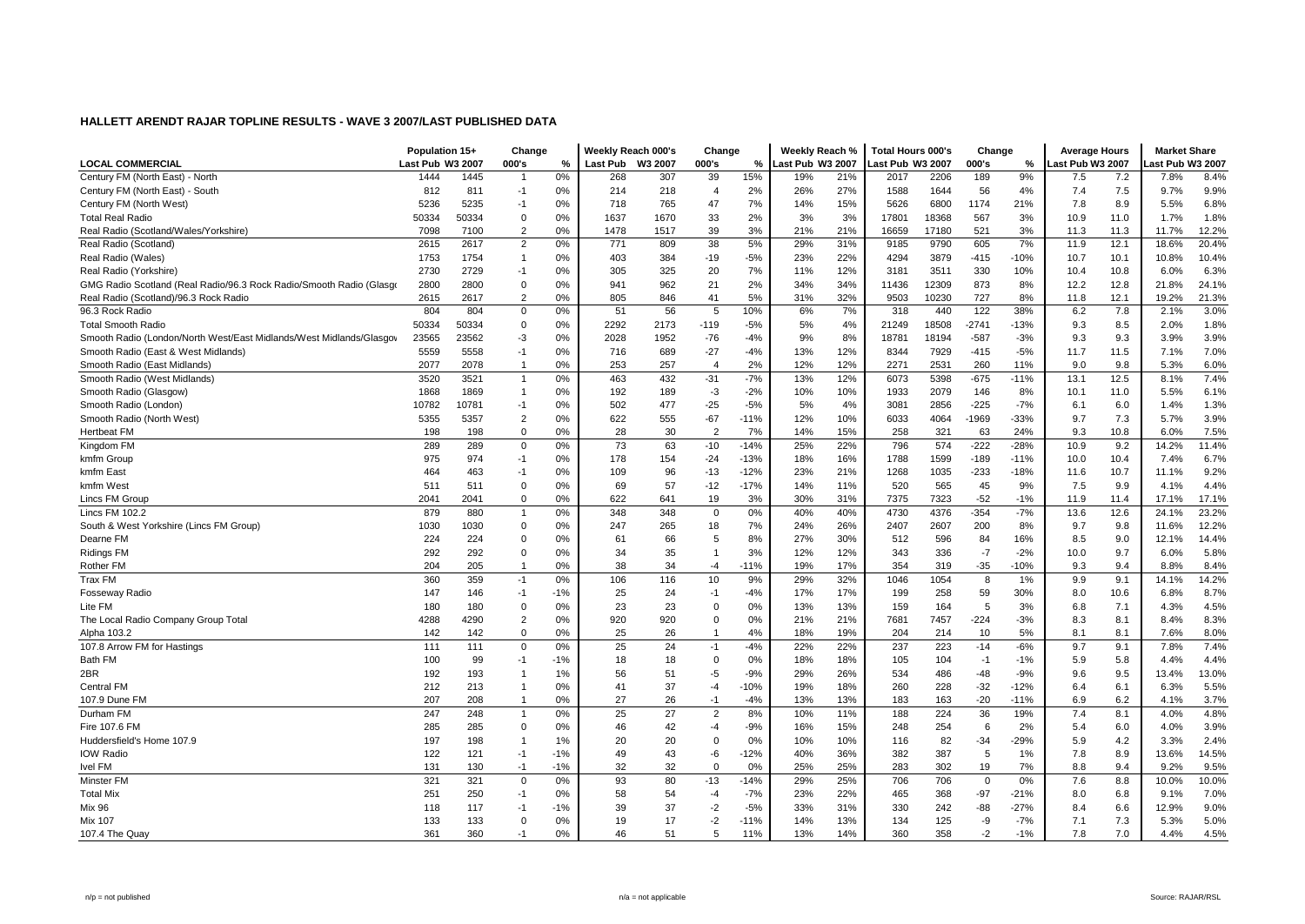# HALLETT ARENDT RAJAR TOPLINE RESULTS - WAVE 3 2007/LAST PUBLISHED DATA

| LOCAL COMMERCIAL | Population 15+ Last Pub | Population 15+ W3 2007 | Change 000's | Change % | Weekly Reach 000's Last Pub | Weekly Reach 000's W3 2007 | Change 000's | Change % | Weekly Reach % Last Pub | Weekly Reach % W3 2007 | Total Hours 000's Last Pub | Total Hours 000's W3 2007 | Change 000's | Change % | Average Hours Last Pub | Average Hours W3 2007 | Market Share Last Pub | Market Share W3 2007 |
|---|---|---|---|---|---|---|---|---|---|---|---|---|---|---|---|---|---|---|
| Century FM (North East) - North | 1444 | 1445 | 1 | 0% | 268 | 307 | 39 | 15% | 19% | 21% | 2017 | 2206 | 189 | 9% | 7.5 | 7.2 | 7.8% | 8.4% |
| Century FM (North East) - South | 812 | 811 | -1 | 0% | 214 | 218 | 4 | 2% | 26% | 27% | 1588 | 1644 | 56 | 4% | 7.4 | 7.5 | 9.7% | 9.9% |
| Century FM (North West) | 5236 | 5235 | -1 | 0% | 718 | 765 | 47 | 7% | 14% | 15% | 5626 | 6800 | 1174 | 21% | 7.8 | 8.9 | 5.5% | 6.8% |
| Total Real Radio | 50334 | 50334 | 0 | 0% | 1637 | 1670 | 33 | 2% | 3% | 3% | 17801 | 18368 | 567 | 3% | 10.9 | 11.0 | 1.7% | 1.8% |
| Real Radio (Scotland/Wales/Yorkshire) | 7098 | 7100 | 2 | 0% | 1478 | 1517 | 39 | 3% | 21% | 21% | 16659 | 17180 | 521 | 3% | 11.3 | 11.3 | 11.7% | 12.2% |
| Real Radio (Scotland) | 2615 | 2617 | 2 | 0% | 771 | 809 | 38 | 5% | 29% | 31% | 9185 | 9790 | 605 | 7% | 11.9 | 12.1 | 18.6% | 20.4% |
| Real Radio (Wales) | 1753 | 1754 | 1 | 0% | 403 | 384 | -19 | -5% | 23% | 22% | 4294 | 3879 | -415 | -10% | 10.7 | 10.1 | 10.8% | 10.4% |
| Real Radio (Yorkshire) | 2730 | 2729 | -1 | 0% | 305 | 325 | 20 | 7% | 11% | 12% | 3181 | 3511 | 330 | 10% | 10.4 | 10.8 | 6.0% | 6.3% |
| GMG Radio Scotland (Real Radio/96.3 Rock Radio/Smooth Radio (Glasgo | 2800 | 2800 | 0 | 0% | 941 | 962 | 21 | 2% | 34% | 34% | 11436 | 12309 | 873 | 8% | 12.2 | 12.8 | 21.8% | 24.1% |
| Real Radio (Scotland)/96.3 Rock Radio | 2615 | 2617 | 2 | 0% | 805 | 846 | 41 | 5% | 31% | 32% | 9503 | 10230 | 727 | 8% | 11.8 | 12.1 | 19.2% | 21.3% |
| 96.3 Rock Radio | 804 | 804 | 0 | 0% | 51 | 56 | 5 | 10% | 6% | 7% | 318 | 440 | 122 | 38% | 6.2 | 7.8 | 2.1% | 3.0% |
| Total Smooth Radio | 50334 | 50334 | 0 | 0% | 2292 | 2173 | -119 | -5% | 5% | 4% | 21249 | 18508 | -2741 | -13% | 9.3 | 8.5 | 2.0% | 1.8% |
| Smooth Radio (London/North West/East Midlands/West Midlands/Glasgov | 23565 | 23562 | -3 | 0% | 2028 | 1952 | -76 | -4% | 9% | 8% | 18781 | 18194 | -587 | -3% | 9.3 | 9.3 | 3.9% | 3.9% |
| Smooth Radio (East & West Midlands) | 5559 | 5558 | -1 | 0% | 716 | 689 | -27 | -4% | 13% | 12% | 8344 | 7929 | -415 | -5% | 11.7 | 11.5 | 7.1% | 7.0% |
| Smooth Radio (East Midlands) | 2077 | 2078 | 1 | 0% | 253 | 257 | 4 | 2% | 12% | 12% | 2271 | 2531 | 260 | 11% | 9.0 | 9.8 | 5.3% | 6.0% |
| Smooth Radio (West Midlands) | 3520 | 3521 | 1 | 0% | 463 | 432 | -31 | -7% | 13% | 12% | 6073 | 5398 | -675 | -11% | 13.1 | 12.5 | 8.1% | 7.4% |
| Smooth Radio (Glasgow) | 1868 | 1869 | 1 | 0% | 192 | 189 | -3 | -2% | 10% | 10% | 1933 | 2079 | 146 | 8% | 10.1 | 11.0 | 5.5% | 6.1% |
| Smooth Radio (London) | 10782 | 10781 | -1 | 0% | 502 | 477 | -25 | -5% | 5% | 4% | 3081 | 2856 | -225 | -7% | 6.1 | 6.0 | 1.4% | 1.3% |
| Smooth Radio (North West) | 5355 | 5357 | 2 | 0% | 622 | 555 | -67 | -11% | 12% | 10% | 6033 | 4064 | -1969 | -33% | 9.7 | 7.3 | 5.7% | 3.9% |
| Hertbeat FM | 198 | 198 | 0 | 0% | 28 | 30 | 2 | 7% | 14% | 15% | 258 | 321 | 63 | 24% | 9.3 | 10.8 | 6.0% | 7.5% |
| Kingdom FM | 289 | 289 | 0 | 0% | 73 | 63 | -10 | -14% | 25% | 22% | 796 | 574 | -222 | -28% | 10.9 | 9.2 | 14.2% | 11.4% |
| kmfm Group | 975 | 974 | -1 | 0% | 178 | 154 | -24 | -13% | 18% | 16% | 1788 | 1599 | -189 | -11% | 10.0 | 10.4 | 7.4% | 6.7% |
| kmfm East | 464 | 463 | -1 | 0% | 109 | 96 | -13 | -12% | 23% | 21% | 1268 | 1035 | -233 | -18% | 11.6 | 10.7 | 11.1% | 9.2% |
| kmfm West | 511 | 511 | 0 | 0% | 69 | 57 | -12 | -17% | 14% | 11% | 520 | 565 | 45 | 9% | 7.5 | 9.9 | 4.1% | 4.4% |
| Lincs FM Group | 2041 | 2041 | 0 | 0% | 622 | 641 | 19 | 3% | 30% | 31% | 7375 | 7323 | -52 | -1% | 11.9 | 11.4 | 17.1% | 17.1% |
| Lincs FM 102.2 | 879 | 880 | 1 | 0% | 348 | 348 | 0 | 0% | 40% | 40% | 4730 | 4376 | -354 | -7% | 13.6 | 12.6 | 24.1% | 23.2% |
| South & West Yorkshire (Lincs FM Group) | 1030 | 1030 | 0 | 0% | 247 | 265 | 18 | 7% | 24% | 26% | 2407 | 2607 | 200 | 8% | 9.7 | 9.8 | 11.6% | 12.2% |
| Dearne FM | 224 | 224 | 0 | 0% | 61 | 66 | 5 | 8% | 27% | 30% | 512 | 596 | 84 | 16% | 8.5 | 9.0 | 12.1% | 14.4% |
| Ridings FM | 292 | 292 | 0 | 0% | 34 | 35 | 1 | 3% | 12% | 12% | 343 | 336 | -7 | -2% | 10.0 | 9.7 | 6.0% | 5.8% |
| Rother FM | 204 | 205 | 1 | 0% | 38 | 34 | -4 | -11% | 19% | 17% | 354 | 319 | -35 | -10% | 9.3 | 9.4 | 8.8% | 8.4% |
| Trax FM | 360 | 359 | -1 | 0% | 106 | 116 | 10 | 9% | 29% | 32% | 1046 | 1054 | 8 | 1% | 9.9 | 9.1 | 14.1% | 14.2% |
| Fosseway Radio | 147 | 146 | -1 | -1% | 25 | 24 | -1 | -4% | 17% | 17% | 199 | 258 | 59 | 30% | 8.0 | 10.6 | 6.8% | 8.7% |
| Lite FM | 180 | 180 | 0 | 0% | 23 | 23 | 0 | 0% | 13% | 13% | 159 | 164 | 5 | 3% | 6.8 | 7.1 | 4.3% | 4.5% |
| The Local Radio Company Group Total | 4288 | 4290 | 2 | 0% | 920 | 920 | 0 | 0% | 21% | 21% | 7681 | 7457 | -224 | -3% | 8.3 | 8.1 | 8.4% | 8.3% |
| Alpha 103.2 | 142 | 142 | 0 | 0% | 25 | 26 | 1 | 4% | 18% | 19% | 204 | 214 | 10 | 5% | 8.1 | 8.1 | 7.6% | 8.0% |
| 107.8 Arrow FM for Hastings | 111 | 111 | 0 | 0% | 25 | 24 | -1 | -4% | 22% | 22% | 237 | 223 | -14 | -6% | 9.7 | 9.1 | 7.8% | 7.4% |
| Bath FM | 100 | 99 | -1 | -1% | 18 | 18 | 0 | 0% | 18% | 18% | 105 | 104 | -1 | -1% | 5.9 | 5.8 | 4.4% | 4.4% |
| 2BR | 192 | 193 | 1 | 1% | 56 | 51 | -5 | -9% | 29% | 26% | 534 | 486 | -48 | -9% | 9.6 | 9.5 | 13.4% | 13.0% |
| Central FM | 212 | 213 | 1 | 0% | 41 | 37 | -4 | -10% | 19% | 18% | 260 | 228 | -32 | -12% | 6.4 | 6.1 | 6.3% | 5.5% |
| 107.9 Dune FM | 207 | 208 | 1 | 0% | 27 | 26 | -1 | -4% | 13% | 13% | 183 | 163 | -20 | -11% | 6.9 | 6.2 | 4.1% | 3.7% |
| Durham FM | 247 | 248 | 1 | 0% | 25 | 27 | 2 | 8% | 10% | 11% | 188 | 224 | 36 | 19% | 7.4 | 8.1 | 4.0% | 4.8% |
| Fire 107.6 FM | 285 | 285 | 0 | 0% | 46 | 42 | -4 | -9% | 16% | 15% | 248 | 254 | 6 | 2% | 5.4 | 6.0 | 4.0% | 3.9% |
| Huddersfield's Home 107.9 | 197 | 198 | 1 | 1% | 20 | 20 | 0 | 0% | 10% | 10% | 116 | 82 | -34 | -29% | 5.9 | 4.2 | 3.3% | 2.4% |
| IOW Radio | 122 | 121 | -1 | -1% | 49 | 43 | -6 | -12% | 40% | 36% | 382 | 387 | 5 | 1% | 7.8 | 8.9 | 13.6% | 14.5% |
| Ivel FM | 131 | 130 | -1 | -1% | 32 | 32 | 0 | 0% | 25% | 25% | 283 | 302 | 19 | 7% | 8.8 | 9.4 | 9.2% | 9.5% |
| Minster FM | 321 | 321 | 0 | 0% | 93 | 80 | -13 | -14% | 29% | 25% | 706 | 706 | 0 | 0% | 7.6 | 8.8 | 10.0% | 10.0% |
| Total Mix | 251 | 250 | -1 | 0% | 58 | 54 | -4 | -7% | 23% | 22% | 465 | 368 | -97 | -21% | 8.0 | 6.8 | 9.1% | 7.0% |
| Mix 96 | 118 | 117 | -1 | -1% | 39 | 37 | -2 | -5% | 33% | 31% | 330 | 242 | -88 | -27% | 8.4 | 6.6 | 12.9% | 9.0% |
| Mix 107 | 133 | 133 | 0 | 0% | 19 | 17 | -2 | -11% | 14% | 13% | 134 | 125 | -9 | -7% | 7.1 | 7.3 | 5.3% | 5.0% |
| 107.4 The Quay | 361 | 360 | -1 | 0% | 46 | 51 | 5 | 11% | 13% | 14% | 360 | 358 | -2 | -1% | 7.8 | 7.0 | 4.4% | 4.5% |

n/p = not published    n/a = not applicable    Source: RAJAR/RSL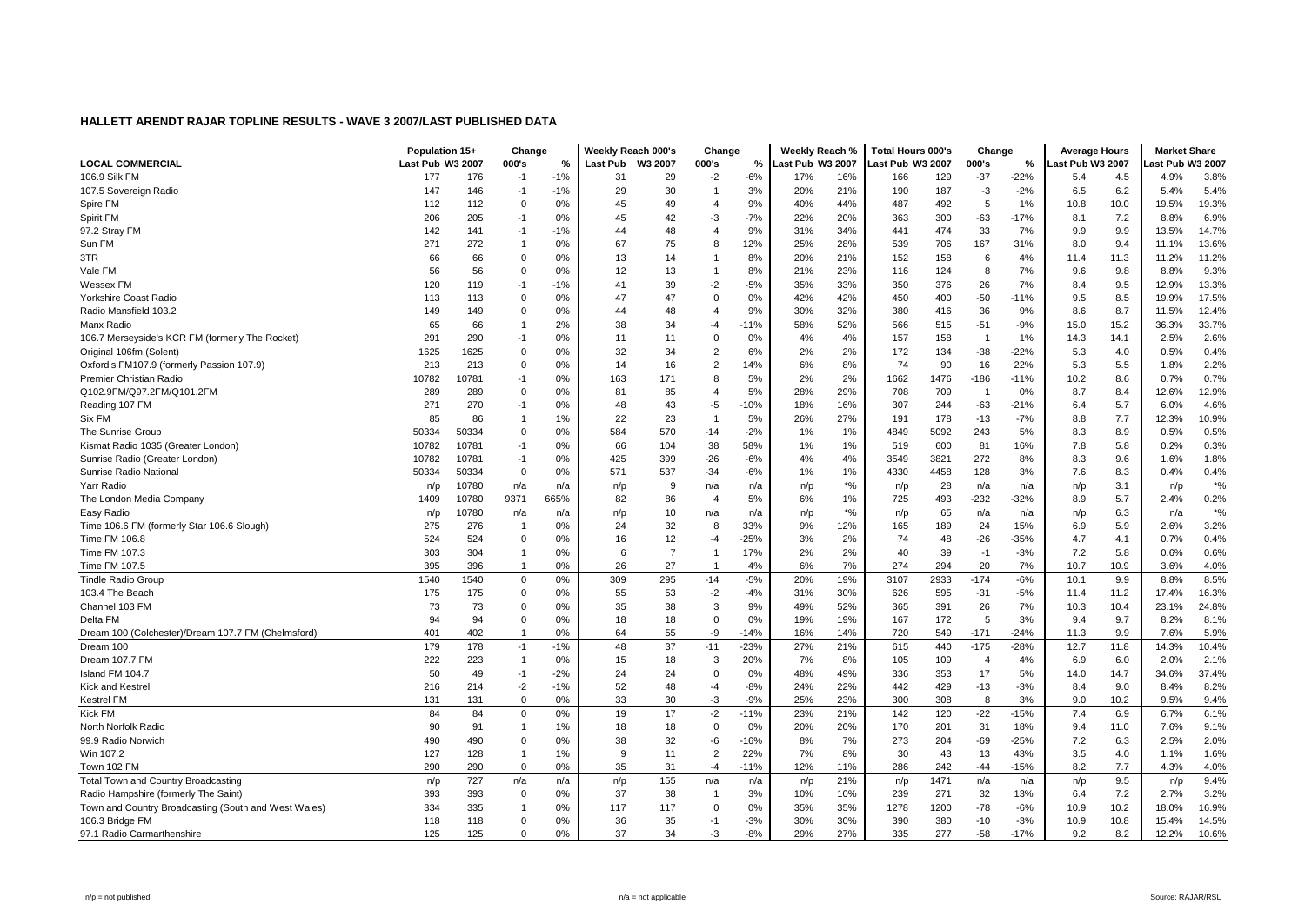## HALLETT ARENDT RAJAR TOPLINE RESULTS - WAVE 3 2007/LAST PUBLISHED DATA

| | Population 15+ | | Change | | Weekly Reach 000's | | Change | | Weekly Reach % | | Total Hours 000's | | Change | | Average Hours | | Market Share | |
|---|---|---|---|---|---|---|---|---|---|---|---|---|---|---|---|---|---|---|
| **LOCAL COMMERCIAL** | Last Pub | W3 2007 | 000's | % | Last Pub | W3 2007 | 000's | % | Last Pub | W3 2007 | Last Pub | W3 2007 | 000's | % | Last Pub | W3 2007 | Last Pub | W3 2007 |
| 106.9 Silk FM | 177 | 176 | -1 | -1% | 31 | 29 | -2 | -6% | 17% | 16% | 166 | 129 | -37 | -22% | 5.4 | 4.5 | 4.9% | 3.8% |
| 107.5 Sovereign Radio | 147 | 146 | -1 | -1% | 29 | 30 | 1 | 3% | 20% | 21% | 190 | 187 | -3 | -2% | 6.5 | 6.2 | 5.4% | 5.4% |
| Spire FM | 112 | 112 | 0 | 0% | 45 | 49 | 4 | 9% | 40% | 44% | 487 | 492 | 5 | 1% | 10.8 | 10.0 | 19.5% | 19.3% |
| Spirit FM | 206 | 205 | -1 | 0% | 45 | 42 | -3 | -7% | 22% | 20% | 363 | 300 | -63 | -17% | 8.1 | 7.2 | 8.8% | 6.9% |
| 97.2 Stray FM | 142 | 141 | -1 | -1% | 44 | 48 | 4 | 9% | 31% | 34% | 441 | 474 | 33 | 7% | 9.9 | 9.9 | 13.5% | 14.7% |
| Sun FM | 271 | 272 | 1 | 0% | 67 | 75 | 8 | 12% | 25% | 28% | 539 | 706 | 167 | 31% | 8.0 | 9.4 | 11.1% | 13.6% |
| 3TR | 66 | 66 | 0 | 0% | 13 | 14 | 1 | 8% | 20% | 21% | 152 | 158 | 6 | 4% | 11.4 | 11.3 | 11.2% | 11.2% |
| Vale FM | 56 | 56 | 0 | 0% | 12 | 13 | 1 | 8% | 21% | 23% | 116 | 124 | 8 | 7% | 9.6 | 9.8 | 8.8% | 9.3% |
| Wessex FM | 120 | 119 | -1 | -1% | 41 | 39 | -2 | -5% | 35% | 33% | 350 | 376 | 26 | 7% | 8.4 | 9.5 | 12.9% | 13.3% |
| Yorkshire Coast Radio | 113 | 113 | 0 | 0% | 47 | 47 | 0 | 0% | 42% | 42% | 450 | 400 | -50 | -11% | 9.5 | 8.5 | 19.9% | 17.5% |
| Radio Mansfield 103.2 | 149 | 149 | 0 | 0% | 44 | 48 | 4 | 9% | 30% | 32% | 380 | 416 | 36 | 9% | 8.6 | 8.7 | 11.5% | 12.4% |
| Manx Radio | 65 | 66 | 1 | 2% | 38 | 34 | -4 | -11% | 58% | 52% | 566 | 515 | -51 | -9% | 15.0 | 15.2 | 36.3% | 33.7% |
| 106.7 Merseyside's KCR FM (formerly The Rocket) | 291 | 290 | -1 | 0% | 11 | 11 | 0 | 0% | 4% | 4% | 157 | 158 | 1 | 1% | 14.3 | 14.1 | 2.5% | 2.6% |
| Original 106fm (Solent) | 1625 | 1625 | 0 | 0% | 32 | 34 | 2 | 6% | 2% | 2% | 172 | 134 | -38 | -22% | 5.3 | 4.0 | 0.5% | 0.4% |
| Oxford's FM107.9 (formerly Passion 107.9) | 213 | 213 | 0 | 0% | 14 | 16 | 2 | 14% | 6% | 8% | 74 | 90 | 16 | 22% | 5.3 | 5.5 | 1.8% | 2.2% |
| Premier Christian Radio | 10782 | 10781 | -1 | 0% | 163 | 171 | 8 | 5% | 2% | 2% | 1662 | 1476 | -186 | -11% | 10.2 | 8.6 | 0.7% | 0.7% |
| Q102.9FM/Q97.2FM/Q101.2FM | 289 | 289 | 0 | 0% | 81 | 85 | 4 | 5% | 28% | 29% | 708 | 709 | 1 | 0% | 8.7 | 8.4 | 12.6% | 12.9% |
| Reading 107 FM | 271 | 270 | -1 | 0% | 48 | 43 | -5 | -10% | 18% | 16% | 307 | 244 | -63 | -21% | 6.4 | 5.7 | 6.0% | 4.6% |
| Six FM | 85 | 86 | 1 | 1% | 22 | 23 | 1 | 5% | 26% | 27% | 191 | 178 | -13 | -7% | 8.8 | 7.7 | 12.3% | 10.9% |
| The Sunrise Group | 50334 | 50334 | 0 | 0% | 584 | 570 | -14 | -2% | 1% | 1% | 4849 | 5092 | 243 | 5% | 8.3 | 8.9 | 0.5% | 0.5% |
| Kismat Radio 1035 (Greater London) | 10782 | 10781 | -1 | 0% | 66 | 104 | 38 | 58% | 1% | 1% | 519 | 600 | 81 | 16% | 7.8 | 5.8 | 0.2% | 0.3% |
| Sunrise Radio (Greater London) | 10782 | 10781 | -1 | 0% | 425 | 399 | -26 | -6% | 4% | 4% | 3549 | 3821 | 272 | 8% | 8.3 | 9.6 | 1.6% | 1.8% |
| Sunrise Radio National | 50334 | 50334 | 0 | 0% | 571 | 537 | -34 | -6% | 1% | 1% | 4330 | 4458 | 128 | 3% | 7.6 | 8.3 | 0.4% | 0.4% |
| Yarr Radio | n/p | 10780 | n/a | n/a | n/p | 9 | n/a | n/a | n/p | *% | n/p | 28 | n/a | n/a | n/p | 3.1 | n/p | *% |
| The London Media Company | 1409 | 10780 | 9371 | 665% | 82 | 86 | 4 | 5% | 6% | 1% | 725 | 493 | -232 | -32% | 8.9 | 5.7 | 2.4% | 0.2% |
| Easy Radio | n/p | 10780 | n/a | n/a | n/p | 10 | n/a | n/a | n/p | *% | n/p | 65 | n/a | n/a | n/p | 6.3 | n/a | *% |
| Time 106.6 FM (formerly Star 106.6 Slough) | 275 | 276 | 1 | 0% | 24 | 32 | 8 | 33% | 9% | 12% | 165 | 189 | 24 | 15% | 6.9 | 5.9 | 2.6% | 3.2% |
| Time FM 106.8 | 524 | 524 | 0 | 0% | 16 | 12 | -4 | -25% | 3% | 2% | 74 | 48 | -26 | -35% | 4.7 | 4.1 | 0.7% | 0.4% |
| Time FM 107.3 | 303 | 304 | 1 | 0% | 6 | 7 | 1 | 17% | 2% | 2% | 40 | 39 | -1 | -3% | 7.2 | 5.8 | 0.6% | 0.6% |
| Time FM 107.5 | 395 | 396 | 1 | 0% | 26 | 27 | 1 | 4% | 6% | 7% | 274 | 294 | 20 | 7% | 10.7 | 10.9 | 3.6% | 4.0% |
| Tindle Radio Group | 1540 | 1540 | 0 | 0% | 309 | 295 | -14 | -5% | 20% | 19% | 3107 | 2933 | -174 | -6% | 10.1 | 9.9 | 8.8% | 8.5% |
| 103.4 The Beach | 175 | 175 | 0 | 0% | 55 | 53 | -2 | -4% | 31% | 30% | 626 | 595 | -31 | -5% | 11.4 | 11.2 | 17.4% | 16.3% |
| Channel 103 FM | 73 | 73 | 0 | 0% | 35 | 38 | 3 | 9% | 49% | 52% | 365 | 391 | 26 | 7% | 10.3 | 10.4 | 23.1% | 24.8% |
| Delta FM | 94 | 94 | 0 | 0% | 18 | 18 | 0 | 0% | 19% | 19% | 167 | 172 | 5 | 3% | 9.4 | 9.7 | 8.2% | 8.1% |
| Dream 100 (Colchester)/Dream 107.7 FM (Chelmsford) | 401 | 402 | 1 | 0% | 64 | 55 | -9 | -14% | 16% | 14% | 720 | 549 | -171 | -24% | 11.3 | 9.9 | 7.6% | 5.9% |
| Dream 100 | 179 | 178 | -1 | -1% | 48 | 37 | -11 | -23% | 27% | 21% | 615 | 440 | -175 | -28% | 12.7 | 11.8 | 14.3% | 10.4% |
| Dream 107.7 FM | 222 | 223 | 1 | 0% | 15 | 18 | 3 | 20% | 7% | 8% | 105 | 109 | 4 | 4% | 6.9 | 6.0 | 2.0% | 2.1% |
| Island FM 104.7 | 50 | 49 | -1 | -2% | 24 | 24 | 0 | 0% | 48% | 49% | 336 | 353 | 17 | 5% | 14.0 | 14.7 | 34.6% | 37.4% |
| Kick and Kestrel | 216 | 214 | -2 | -1% | 52 | 48 | -4 | -8% | 24% | 22% | 442 | 429 | -13 | -3% | 8.4 | 9.0 | 8.4% | 8.2% |
| Kestrel FM | 131 | 131 | 0 | 0% | 33 | 30 | -3 | -9% | 25% | 23% | 300 | 308 | 8 | 3% | 9.0 | 10.2 | 9.5% | 9.4% |
| Kick FM | 84 | 84 | 0 | 0% | 19 | 17 | -2 | -11% | 23% | 21% | 142 | 120 | -22 | -15% | 7.4 | 6.9 | 6.7% | 6.1% |
| North Norfolk Radio | 90 | 91 | 1 | 1% | 18 | 18 | 0 | 0% | 20% | 20% | 170 | 201 | 31 | 18% | 9.4 | 11.0 | 7.6% | 9.1% |
| 99.9 Radio Norwich | 490 | 490 | 0 | 0% | 38 | 32 | -6 | -16% | 8% | 7% | 273 | 204 | -69 | -25% | 7.2 | 6.3 | 2.5% | 2.0% |
| Win 107.2 | 127 | 128 | 1 | 1% | 9 | 11 | 2 | 22% | 7% | 8% | 30 | 43 | 13 | 43% | 3.5 | 4.0 | 1.1% | 1.6% |
| Town 102 FM | 290 | 290 | 0 | 0% | 35 | 31 | -4 | -11% | 12% | 11% | 286 | 242 | -44 | -15% | 8.2 | 7.7 | 4.3% | 4.0% |
| Total Town and Country Broadcasting | n/p | 727 | n/a | n/a | n/p | 155 | n/a | n/a | n/p | 21% | n/p | 1471 | n/a | n/a | n/p | 9.5 | n/p | 9.4% |
| Radio Hampshire (formerly The Saint) | 393 | 393 | 0 | 0% | 37 | 38 | 1 | 3% | 10% | 10% | 239 | 271 | 32 | 13% | 6.4 | 7.2 | 2.7% | 3.2% |
| Town and Country Broadcasting (South and West Wales) | 334 | 335 | 1 | 0% | 117 | 117 | 0 | 0% | 35% | 35% | 1278 | 1200 | -78 | -6% | 10.9 | 10.2 | 18.0% | 16.9% |
| 106.3 Bridge FM | 118 | 118 | 0 | 0% | 36 | 35 | -1 | -3% | 30% | 30% | 390 | 380 | -10 | -3% | 10.9 | 10.8 | 15.4% | 14.5% |
| 97.1 Radio Carmarthenshire | 125 | 125 | 0 | 0% | 37 | 34 | -3 | -8% | 29% | 27% | 335 | 277 | -58 | -17% | 9.2 | 8.2 | 12.2% | 10.6% |

n/p = not published    n/a = not applicable    Source: RAJAR/RSL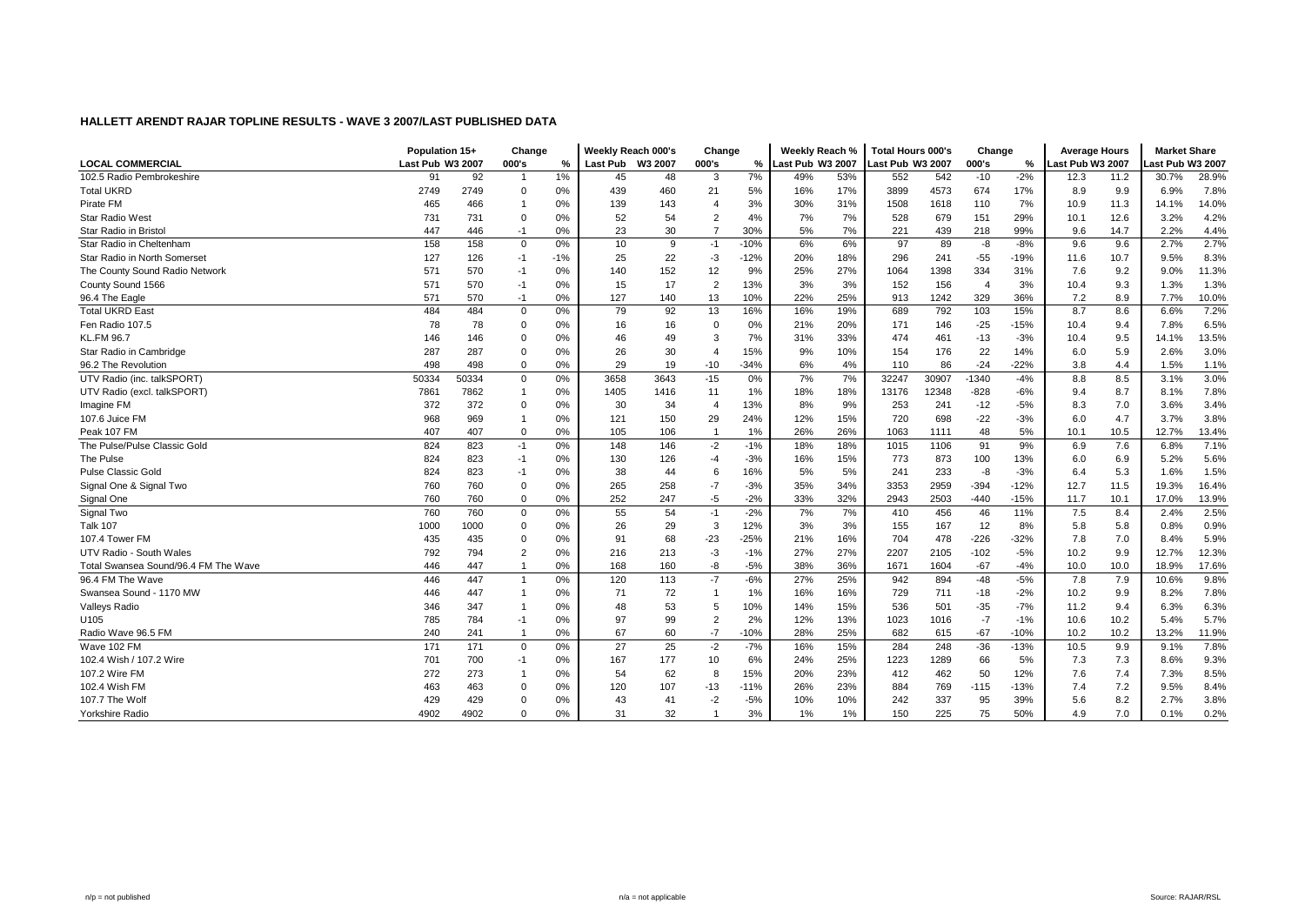## HALLETT ARENDT RAJAR TOPLINE RESULTS - WAVE 3 2007/LAST PUBLISHED DATA

| LOCAL COMMERCIAL | Population 15+ | | Change | | Weekly Reach 000's | | Change | | Weekly Reach % | | Total Hours 000's | | Change | | Average Hours | | Market Share | |
|---|---|---|---|---|---|---|---|---|---|---|---|---|---|---|---|---|---|---|
| | Last Pub | W3 2007 | 000's | % | Last Pub | W3 2007 | 000's | % | Last Pub | W3 2007 | Last Pub | W3 2007 | 000's | % | Last Pub | W3 2007 | Last Pub | W3 2007 |
| 102.5 Radio Pembrokeshire | 91 | 92 | 1 | 1% | 45 | 48 | 3 | 7% | 49% | 53% | 552 | 542 | -10 | -2% | 12.3 | 11.2 | 30.7% | 28.9% |
| Total UKRD | 2749 | 2749 | 0 | 0% | 439 | 460 | 21 | 5% | 16% | 17% | 3899 | 4573 | 674 | 17% | 8.9 | 9.9 | 6.9% | 7.8% |
| Pirate FM | 465 | 466 | 1 | 0% | 139 | 143 | 4 | 3% | 30% | 31% | 1508 | 1618 | 110 | 7% | 10.9 | 11.3 | 14.1% | 14.0% |
| Star Radio West | 731 | 731 | 0 | 0% | 52 | 54 | 2 | 4% | 7% | 7% | 528 | 679 | 151 | 29% | 10.1 | 12.6 | 3.2% | 4.2% |
| Star Radio in Bristol | 447 | 446 | -1 | 0% | 23 | 30 | 7 | 30% | 5% | 7% | 221 | 439 | 218 | 99% | 9.6 | 14.7 | 2.2% | 4.4% |
| Star Radio in Cheltenham | 158 | 158 | 0 | 0% | 10 | 9 | -1 | -10% | 6% | 6% | 97 | 89 | -8 | -8% | 9.6 | 9.6 | 2.7% | 2.7% |
| Star Radio in North Somerset | 127 | 126 | -1 | -1% | 25 | 22 | -3 | -12% | 20% | 18% | 296 | 241 | -55 | -19% | 11.6 | 10.7 | 9.5% | 8.3% |
| The County Sound Radio Network | 571 | 570 | -1 | 0% | 140 | 152 | 12 | 9% | 25% | 27% | 1064 | 1398 | 334 | 31% | 7.6 | 9.2 | 9.0% | 11.3% |
| County Sound 1566 | 571 | 570 | -1 | 0% | 15 | 17 | 2 | 13% | 3% | 3% | 152 | 156 | 4 | 3% | 10.4 | 9.3 | 1.3% | 1.3% |
| 96.4 The Eagle | 571 | 570 | -1 | 0% | 127 | 140 | 13 | 10% | 22% | 25% | 913 | 1242 | 329 | 36% | 7.2 | 8.9 | 7.7% | 10.0% |
| Total UKRD East | 484 | 484 | 0 | 0% | 79 | 92 | 13 | 16% | 16% | 19% | 689 | 792 | 103 | 15% | 8.7 | 8.6 | 6.6% | 7.2% |
| Fen Radio 107.5 | 78 | 78 | 0 | 0% | 16 | 16 | 0 | 0% | 21% | 20% | 171 | 146 | -25 | -15% | 10.4 | 9.4 | 7.8% | 6.5% |
| KL.FM 96.7 | 146 | 146 | 0 | 0% | 46 | 49 | 3 | 7% | 31% | 33% | 474 | 461 | -13 | -3% | 10.4 | 9.5 | 14.1% | 13.5% |
| Star Radio in Cambridge | 287 | 287 | 0 | 0% | 26 | 30 | 4 | 15% | 9% | 10% | 154 | 176 | 22 | 14% | 6.0 | 5.9 | 2.6% | 3.0% |
| 96.2 The Revolution | 498 | 498 | 0 | 0% | 29 | 19 | -10 | -34% | 6% | 4% | 110 | 86 | -24 | -22% | 3.8 | 4.4 | 1.5% | 1.1% |
| UTV Radio (inc. talkSPORT) | 50334 | 50334 | 0 | 0% | 3658 | 3643 | -15 | 0% | 7% | 7% | 32247 | 30907 | -1340 | -4% | 8.8 | 8.5 | 3.1% | 3.0% |
| UTV Radio (excl. talkSPORT) | 7861 | 7862 | 1 | 0% | 1405 | 1416 | 11 | 1% | 18% | 18% | 13176 | 12348 | -828 | -6% | 9.4 | 8.7 | 8.1% | 7.8% |
| Imagine FM | 372 | 372 | 0 | 0% | 30 | 34 | 4 | 13% | 8% | 9% | 253 | 241 | -12 | -5% | 8.3 | 7.0 | 3.6% | 3.4% |
| 107.6 Juice FM | 968 | 969 | 1 | 0% | 121 | 150 | 29 | 24% | 12% | 15% | 720 | 698 | -22 | -3% | 6.0 | 4.7 | 3.7% | 3.8% |
| Peak 107 FM | 407 | 407 | 0 | 0% | 105 | 106 | 1 | 1% | 26% | 26% | 1063 | 1111 | 48 | 5% | 10.1 | 10.5 | 12.7% | 13.4% |
| The Pulse/Pulse Classic Gold | 824 | 823 | -1 | 0% | 148 | 146 | -2 | -1% | 18% | 18% | 1015 | 1106 | 91 | 9% | 6.9 | 7.6 | 6.8% | 7.1% |
| The Pulse | 824 | 823 | -1 | 0% | 130 | 126 | -4 | -3% | 16% | 15% | 773 | 873 | 100 | 13% | 6.0 | 6.9 | 5.2% | 5.6% |
| Pulse Classic Gold | 824 | 823 | -1 | 0% | 38 | 44 | 6 | 16% | 5% | 5% | 241 | 233 | -8 | -3% | 6.4 | 5.3 | 1.6% | 1.5% |
| Signal One & Signal Two | 760 | 760 | 0 | 0% | 265 | 258 | -7 | -3% | 35% | 34% | 3353 | 2959 | -394 | -12% | 12.7 | 11.5 | 19.3% | 16.4% |
| Signal One | 760 | 760 | 0 | 0% | 252 | 247 | -5 | -2% | 33% | 32% | 2943 | 2503 | -440 | -15% | 11.7 | 10.1 | 17.0% | 13.9% |
| Signal Two | 760 | 760 | 0 | 0% | 55 | 54 | -1 | -2% | 7% | 7% | 410 | 456 | 46 | 11% | 7.5 | 8.4 | 2.4% | 2.5% |
| Talk 107 | 1000 | 1000 | 0 | 0% | 26 | 29 | 3 | 12% | 3% | 3% | 155 | 167 | 12 | 8% | 5.8 | 5.8 | 0.8% | 0.9% |
| 107.4 Tower FM | 435 | 435 | 0 | 0% | 91 | 68 | -23 | -25% | 21% | 16% | 704 | 478 | -226 | -32% | 7.8 | 7.0 | 8.4% | 5.9% |
| UTV Radio - South Wales | 792 | 794 | 2 | 0% | 216 | 213 | -3 | -1% | 27% | 27% | 2207 | 2105 | -102 | -5% | 10.2 | 9.9 | 12.7% | 12.3% |
| Total Swansea Sound/96.4 FM The Wave | 446 | 447 | 1 | 0% | 168 | 160 | -8 | -5% | 38% | 36% | 1671 | 1604 | -67 | -4% | 10.0 | 10.0 | 18.9% | 17.6% |
| 96.4 FM The Wave | 446 | 447 | 1 | 0% | 120 | 113 | -7 | -6% | 27% | 25% | 942 | 894 | -48 | -5% | 7.8 | 7.9 | 10.6% | 9.8% |
| Swansea Sound - 1170 MW | 446 | 447 | 1 | 0% | 71 | 72 | 1 | 1% | 16% | 16% | 729 | 711 | -18 | -2% | 10.2 | 9.9 | 8.2% | 7.8% |
| Valleys Radio | 346 | 347 | 1 | 0% | 48 | 53 | 5 | 10% | 14% | 15% | 536 | 501 | -35 | -7% | 11.2 | 9.4 | 6.3% | 6.3% |
| U105 | 785 | 784 | -1 | 0% | 97 | 99 | 2 | 2% | 12% | 13% | 1023 | 1016 | -7 | -1% | 10.6 | 10.2 | 5.4% | 5.7% |
| Radio Wave 96.5 FM | 240 | 241 | 1 | 0% | 67 | 60 | -7 | -10% | 28% | 25% | 682 | 615 | -67 | -10% | 10.2 | 10.2 | 13.2% | 11.9% |
| Wave 102 FM | 171 | 171 | 0 | 0% | 27 | 25 | -2 | -7% | 16% | 15% | 284 | 248 | -36 | -13% | 10.5 | 9.9 | 9.1% | 7.8% |
| 102.4 Wish / 107.2 Wire | 701 | 700 | -1 | 0% | 167 | 177 | 10 | 6% | 24% | 25% | 1223 | 1289 | 66 | 5% | 7.3 | 7.3 | 8.6% | 9.3% |
| 107.2 Wire FM | 272 | 273 | 1 | 0% | 54 | 62 | 8 | 15% | 20% | 23% | 412 | 462 | 50 | 12% | 7.6 | 7.4 | 7.3% | 8.5% |
| 102.4 Wish FM | 463 | 463 | 0 | 0% | 120 | 107 | -13 | -11% | 26% | 23% | 884 | 769 | -115 | -13% | 7.4 | 7.2 | 9.5% | 8.4% |
| 107.7 The Wolf | 429 | 429 | 0 | 0% | 43 | 41 | -2 | -5% | 10% | 10% | 242 | 337 | 95 | 39% | 5.6 | 8.2 | 2.7% | 3.8% |
| Yorkshire Radio | 4902 | 4902 | 0 | 0% | 31 | 32 | 1 | 3% | 1% | 1% | 150 | 225 | 75 | 50% | 4.9 | 7.0 | 0.1% | 0.2% |

n/p = not published    n/a = not applicable    Source: RAJAR/RSL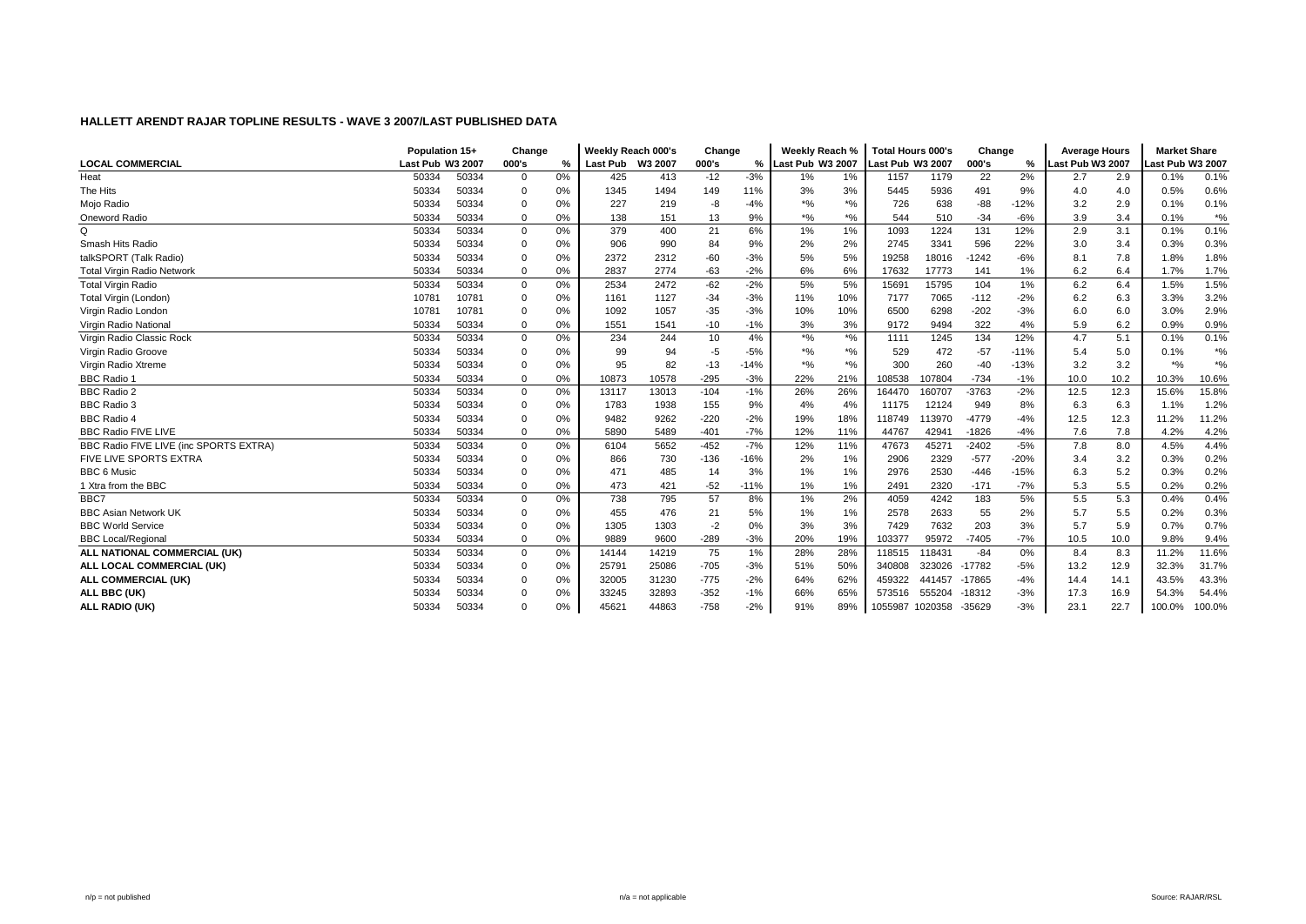### HALLETT ARENDT RAJAR TOPLINE RESULTS - WAVE 3 2007/LAST PUBLISHED DATA

| | Population 15+ | | Change | | Weekly Reach 000's | | Change | | Weekly Reach % | | Total Hours 000's | | Change | | Average Hours | | Market Share | |
|---|---|---|---|---|---|---|---|---|---|---|---|---|---|---|---|---|---|---|
| LOCAL COMMERCIAL | Last Pub | W3 2007 | 000's | % | Last Pub | W3 2007 | 000's | % | Last Pub | W3 2007 | Last Pub | W3 2007 | 000's | % | Last Pub | W3 2007 | Last Pub | W3 2007 |
| Heat | 50334 | 50334 | 0 | 0% | 425 | 413 | -12 | -3% | 1% | 1% | 1157 | 1179 | 22 | 2% | 2.7 | 2.9 | 0.1% | 0.1% |
| The Hits | 50334 | 50334 | 0 | 0% | 1345 | 1494 | 149 | 11% | 3% | 3% | 5445 | 5936 | 491 | 9% | 4.0 | 4.0 | 0.5% | 0.6% |
| Mojo Radio | 50334 | 50334 | 0 | 0% | 227 | 219 | -8 | -4% | *% | *% | 726 | 638 | -88 | -12% | 3.2 | 2.9 | 0.1% | 0.1% |
| Oneword Radio | 50334 | 50334 | 0 | 0% | 138 | 151 | 13 | 9% | *% | *% | 544 | 510 | -34 | -6% | 3.9 | 3.4 | 0.1% | *% |
| Q | 50334 | 50334 | 0 | 0% | 379 | 400 | 21 | 6% | 1% | 1% | 1093 | 1224 | 131 | 12% | 2.9 | 3.1 | 0.1% | 0.1% |
| Smash Hits Radio | 50334 | 50334 | 0 | 0% | 906 | 990 | 84 | 9% | 2% | 2% | 2745 | 3341 | 596 | 22% | 3.0 | 3.4 | 0.3% | 0.3% |
| talkSPORT (Talk Radio) | 50334 | 50334 | 0 | 0% | 2372 | 2312 | -60 | -3% | 5% | 5% | 19258 | 18016 | -1242 | -6% | 8.1 | 7.8 | 1.8% | 1.8% |
| Total Virgin Radio Network | 50334 | 50334 | 0 | 0% | 2837 | 2774 | -63 | -2% | 6% | 6% | 17632 | 17773 | 141 | 1% | 6.2 | 6.4 | 1.7% | 1.7% |
| Total Virgin Radio | 50334 | 50334 | 0 | 0% | 2534 | 2472 | -62 | -2% | 5% | 5% | 15691 | 15795 | 104 | 1% | 6.2 | 6.4 | 1.5% | 1.5% |
| Total Virgin (London) | 10781 | 10781 | 0 | 0% | 1161 | 1127 | -34 | -3% | 11% | 10% | 7177 | 7065 | -112 | -2% | 6.2 | 6.3 | 3.3% | 3.2% |
| Virgin Radio London | 10781 | 10781 | 0 | 0% | 1092 | 1057 | -35 | -3% | 10% | 10% | 6500 | 6298 | -202 | -3% | 6.0 | 6.0 | 3.0% | 2.9% |
| Virgin Radio National | 50334 | 50334 | 0 | 0% | 1551 | 1541 | -10 | -1% | 3% | 3% | 9172 | 9494 | 322 | 4% | 5.9 | 6.2 | 0.9% | 0.9% |
| Virgin Radio Classic Rock | 50334 | 50334 | 0 | 0% | 234 | 244 | 10 | 4% | *% | *% | 1111 | 1245 | 134 | 12% | 4.7 | 5.1 | 0.1% | 0.1% |
| Virgin Radio Groove | 50334 | 50334 | 0 | 0% | 99 | 94 | -5 | -5% | *% | *% | 529 | 472 | -57 | -11% | 5.4 | 5.0 | 0.1% | *% |
| Virgin Radio Xtreme | 50334 | 50334 | 0 | 0% | 95 | 82 | -13 | -14% | *% | *% | 300 | 260 | -40 | -13% | 3.2 | 3.2 | *% | *% |
| BBC Radio 1 | 50334 | 50334 | 0 | 0% | 10873 | 10578 | -295 | -3% | 22% | 21% | 108538 | 107804 | -734 | -1% | 10.0 | 10.2 | 10.3% | 10.6% |
| BBC Radio 2 | 50334 | 50334 | 0 | 0% | 13117 | 13013 | -104 | -1% | 26% | 26% | 164470 | 160707 | -3763 | -2% | 12.5 | 12.3 | 15.6% | 15.8% |
| BBC Radio 3 | 50334 | 50334 | 0 | 0% | 1783 | 1938 | 155 | 9% | 4% | 4% | 11175 | 12124 | 949 | 8% | 6.3 | 6.3 | 1.1% | 1.2% |
| BBC Radio 4 | 50334 | 50334 | 0 | 0% | 9482 | 9262 | -220 | -2% | 19% | 18% | 118749 | 113970 | -4779 | -4% | 12.5 | 12.3 | 11.2% | 11.2% |
| BBC Radio FIVE LIVE | 50334 | 50334 | 0 | 0% | 5890 | 5489 | -401 | -7% | 12% | 11% | 44767 | 42941 | -1826 | -4% | 7.6 | 7.8 | 4.2% | 4.2% |
| BBC Radio FIVE LIVE (inc SPORTS EXTRA) | 50334 | 50334 | 0 | 0% | 6104 | 5652 | -452 | -7% | 12% | 11% | 47673 | 45271 | -2402 | -5% | 7.8 | 8.0 | 4.5% | 4.4% |
| FIVE LIVE SPORTS EXTRA | 50334 | 50334 | 0 | 0% | 866 | 730 | -136 | -16% | 2% | 1% | 2906 | 2329 | -577 | -20% | 3.4 | 3.2 | 0.3% | 0.2% |
| BBC 6 Music | 50334 | 50334 | 0 | 0% | 471 | 485 | 14 | 3% | 1% | 1% | 2976 | 2530 | -446 | -15% | 6.3 | 5.2 | 0.3% | 0.2% |
| 1 Xtra from the BBC | 50334 | 50334 | 0 | 0% | 473 | 421 | -52 | -11% | 1% | 1% | 2491 | 2320 | -171 | -7% | 5.3 | 5.5 | 0.2% | 0.2% |
| BBC7 | 50334 | 50334 | 0 | 0% | 738 | 795 | 57 | 8% | 1% | 2% | 4059 | 4242 | 183 | 5% | 5.5 | 5.3 | 0.4% | 0.4% |
| BBC Asian Network UK | 50334 | 50334 | 0 | 0% | 455 | 476 | 21 | 5% | 1% | 1% | 2578 | 2633 | 55 | 2% | 5.7 | 5.5 | 0.2% | 0.3% |
| BBC World Service | 50334 | 50334 | 0 | 0% | 1305 | 1303 | -2 | 0% | 3% | 3% | 7429 | 7632 | 203 | 3% | 5.7 | 5.9 | 0.7% | 0.7% |
| BBC Local/Regional | 50334 | 50334 | 0 | 0% | 9889 | 9600 | -289 | -3% | 20% | 19% | 103377 | 95972 | -7405 | -7% | 10.5 | 10.0 | 9.8% | 9.4% |
| **ALL NATIONAL COMMERCIAL (UK)** | 50334 | 50334 | 0 | 0% | 14144 | 14219 | 75 | 1% | 28% | 28% | 118515 | 118431 | -84 | 0% | 8.4 | 8.3 | 11.2% | 11.6% |
| **ALL LOCAL COMMERCIAL (UK)** | 50334 | 50334 | 0 | 0% | 25791 | 25086 | -705 | -3% | 51% | 50% | 340808 | 323026 | -17782 | -5% | 13.2 | 12.9 | 32.3% | 31.7% |
| **ALL COMMERCIAL (UK)** | 50334 | 50334 | 0 | 0% | 32005 | 31230 | -775 | -2% | 64% | 62% | 459322 | 441457 | -17865 | -4% | 14.4 | 14.1 | 43.5% | 43.3% |
| **ALL BBC (UK)** | 50334 | 50334 | 0 | 0% | 33245 | 32893 | -352 | -1% | 66% | 65% | 573516 | 555204 | -18312 | -3% | 17.3 | 16.9 | 54.3% | 54.4% |
| **ALL RADIO (UK)** | 50334 | 50334 | 0 | 0% | 45621 | 44863 | -758 | -2% | 91% | 89% | 1055987 | 1020358 | -35629 | -3% | 23.1 | 22.7 | 100.0% | 100.0% |

n/p = not published n/a = not applicable Source: RAJAR/RSL